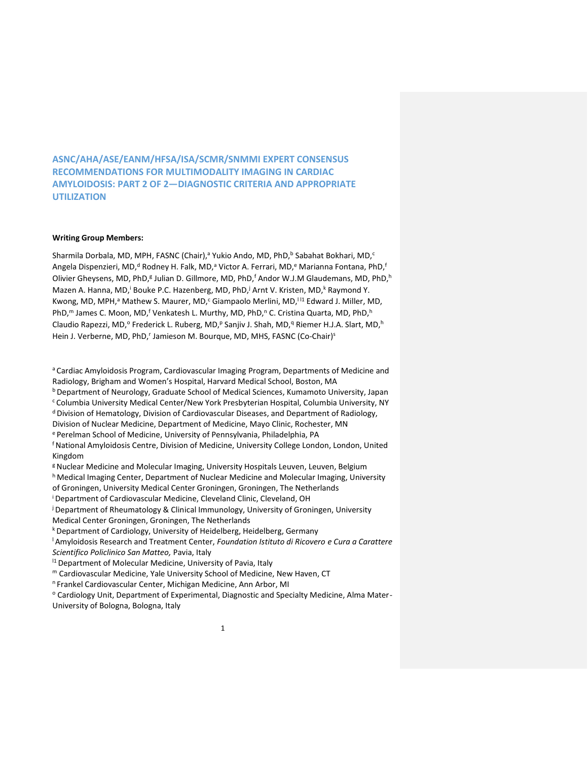# ASNC/AHA/ASE/EANM/HFSA/ISA/SCMR/SNMMI EXPERT CONSENSUS RECOMMENDATIONS FOR MULTIMODALITY IMAGING IN CARDIAC AMYLOIDOSIS: PART 2 OF 2—DIAGNOSTIC CRITERIA AND APPROPRIATE UTILIZATION

**Writing Group Members:**

Sharmila Dorbala, MD, MPH, FASNC (Chair),[a] Yukio Ando, MD, PhD,[b] Sabahat Bokhari, MD,[c] Angela Dispenzieri, MD,[d] Rodney H. Falk, MD,[a] Victor A. Ferrari, MD,[e] Marianna Fontana, PhD,[f] Olivier Gheysens, MD, PhD,[g] Julian D. Gillmore, MD, PhD,[f] Andor W.J.M Glaudemans, MD, PhD,[h] Mazen A. Hanna, MD,[i] Bouke P.C. Hazenberg, MD, PhD,[j] Arnt V. Kristen, MD,[k] Raymond Y. Kwong, MD, MPH,[a] Mathew S. Maurer, MD,[c] Giampaolo Merlini, MD,[l l1] Edward J. Miller, MD, PhD,[m] James C. Moon, MD,[f] Venkatesh L. Murthy, MD, PhD,[n] C. Cristina Quarta, MD, PhD,[h] Claudio Rapezzi, MD,[o] Frederick L. Ruberg, MD,[p] Sanjiv J. Shah, MD,[q] Riemer H.J.A. Slart, MD,[h] Hein J. Verberne, MD, PhD,[r] Jamieson M. Bourque, MD, MHS, FASNC (Co-Chair)[s]

[a] Cardiac Amyloidosis Program, Cardiovascular Imaging Program, Departments of Medicine and Radiology, Brigham and Women's Hospital, Harvard Medical School, Boston, MA

[b] Department of Neurology, Graduate School of Medical Sciences, Kumamoto University, Japan

[c] Columbia University Medical Center/New York Presbyterian Hospital, Columbia University, NY

[d] Division of Hematology, Division of Cardiovascular Diseases, and Department of Radiology, Division of Nuclear Medicine, Department of Medicine, Mayo Clinic, Rochester, MN

[e] Perelman School of Medicine, University of Pennsylvania, Philadelphia, PA

[f] National Amyloidosis Centre, Division of Medicine, University College London, London, United Kingdom

[g] Nuclear Medicine and Molecular Imaging, University Hospitals Leuven, Leuven, Belgium

[h] Medical Imaging Center, Department of Nuclear Medicine and Molecular Imaging, University of Groningen, University Medical Center Groningen, Groningen, The Netherlands

[i] Department of Cardiovascular Medicine, Cleveland Clinic, Cleveland, OH

[j] Department of Rheumatology & Clinical Immunology, University of Groningen, University Medical Center Groningen, Groningen, The Netherlands

[k] Department of Cardiology, University of Heidelberg, Heidelberg, Germany

[l] Amyloidosis Research and Treatment Center, *Foundation Istituto di Ricovero e Cura a Carattere Scientifico Policlinico San Matteo,* Pavia, Italy

[l1] Department of Molecular Medicine, University of Pavia, Italy

[m] Cardiovascular Medicine, Yale University School of Medicine, New Haven, CT

[n] Frankel Cardiovascular Center, Michigan Medicine, Ann Arbor, MI

[o] Cardiology Unit, Department of Experimental, Diagnostic and Specialty Medicine, Alma Mater-University of Bologna, Bologna, Italy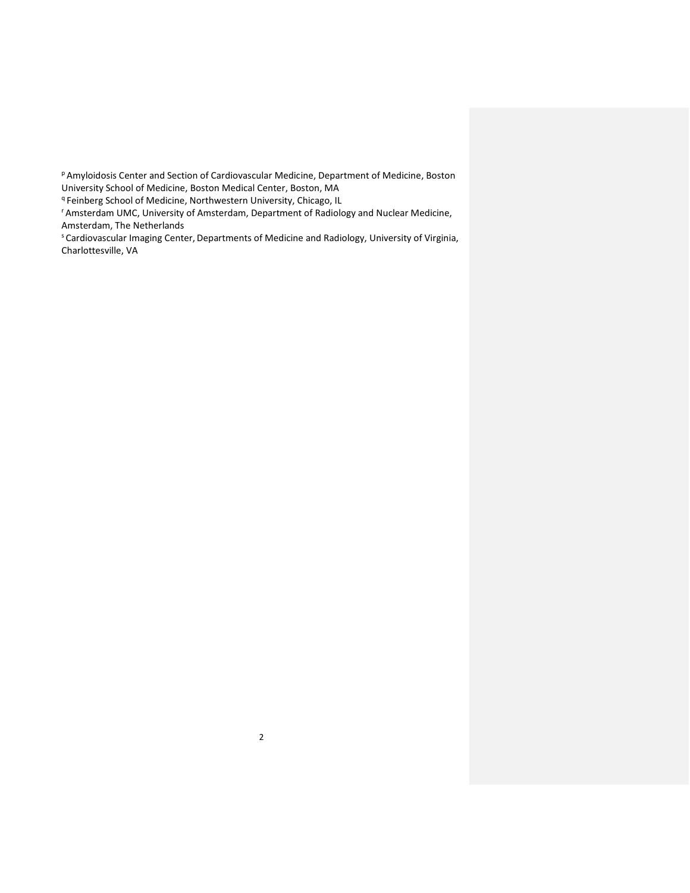[p] Amyloidosis Center and Section of Cardiovascular Medicine, Department of Medicine, Boston University School of Medicine, Boston Medical Center, Boston, MA

[q] Feinberg School of Medicine, Northwestern University, Chicago, IL

[r] Amsterdam UMC, University of Amsterdam, Department of Radiology and Nuclear Medicine, Amsterdam, The Netherlands

[s] Cardiovascular Imaging Center, Departments of Medicine and Radiology, University of Virginia, Charlottesville, VA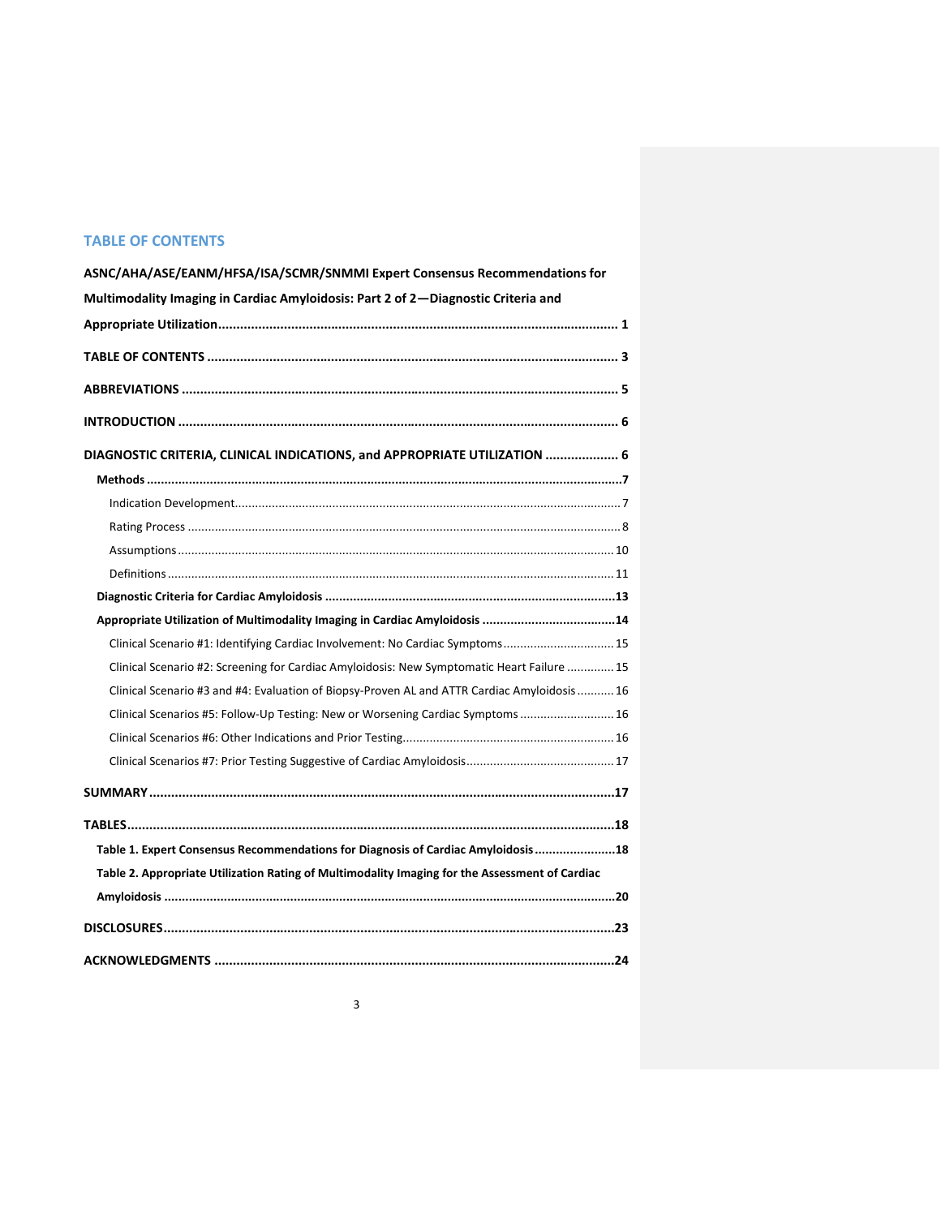# TABLE OF CONTENTS

**ASNC/AHA/ASE/EANM/HFSA/ISA/SCMR/SNMMI Expert Consensus Recommendations for Multimodality Imaging in Cardiac Amyloidosis: Part 2 of 2—Diagnostic Criteria and Appropriate Utilization** ........................................................................................................ 1

**TABLE OF CONTENTS** ........................................................................................................ 3

**ABBREVIATIONS** ........................................................................................................ 5

**INTRODUCTION** ........................................................................................................ 6

**DIAGNOSTIC CRITERIA, CLINICAL INDICATIONS, and APPROPRIATE UTILIZATION** .................... 6

- **Methods** ........................................................................................................ 7
  - Indication Development ........................................................................................................ 7
  - Rating Process ........................................................................................................ 8
  - Assumptions ........................................................................................................ 10
  - Definitions ........................................................................................................ 11
- **Diagnostic Criteria for Cardiac Amyloidosis** ........................................................................ 13
- **Appropriate Utilization of Multimodality Imaging in Cardiac Amyloidosis** ............................ 14
  - Clinical Scenario #1: Identifying Cardiac Involvement: No Cardiac Symptoms ........................ 15
  - Clinical Scenario #2: Screening for Cardiac Amyloidosis: New Symptomatic Heart Failure ............. 15
  - Clinical Scenario #3 and #4: Evaluation of Biopsy-Proven AL and ATTR Cardiac Amyloidosis ........... 16
  - Clinical Scenarios #5: Follow-Up Testing: New or Worsening Cardiac Symptoms ........................ 16
  - Clinical Scenarios #6: Other Indications and Prior Testing ........................................................ 16
  - Clinical Scenarios #7: Prior Testing Suggestive of Cardiac Amyloidosis ........................................ 17

**SUMMARY** ........................................................................................................ 17

**TABLES** ........................................................................................................ 18

- **Table 1. Expert Consensus Recommendations for Diagnosis of Cardiac Amyloidosis** ..................... 18
- **Table 2. Appropriate Utilization Rating of Multimodality Imaging for the Assessment of Cardiac Amyloidosis** ........................................................................................................ 20

**DISCLOSURES** ........................................................................................................ 23

**ACKNOWLEDGMENTS** ........................................................................................................ 24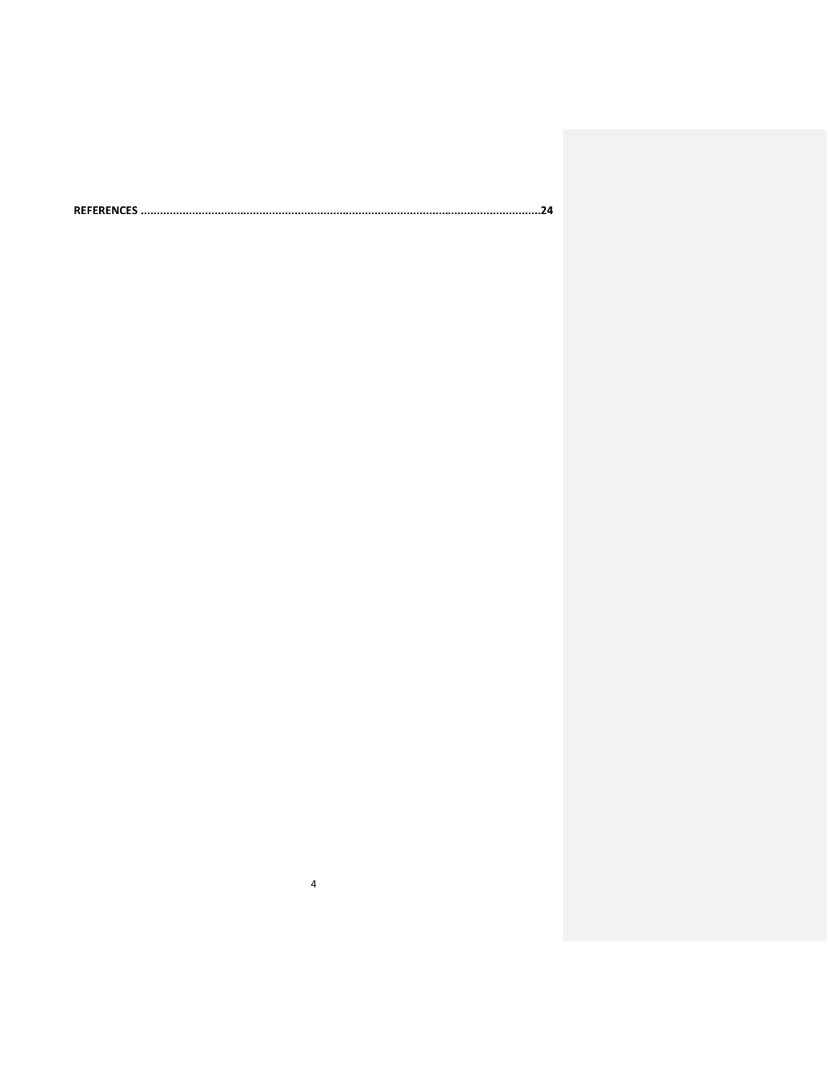**REFERENCES ......................................................................................................................24**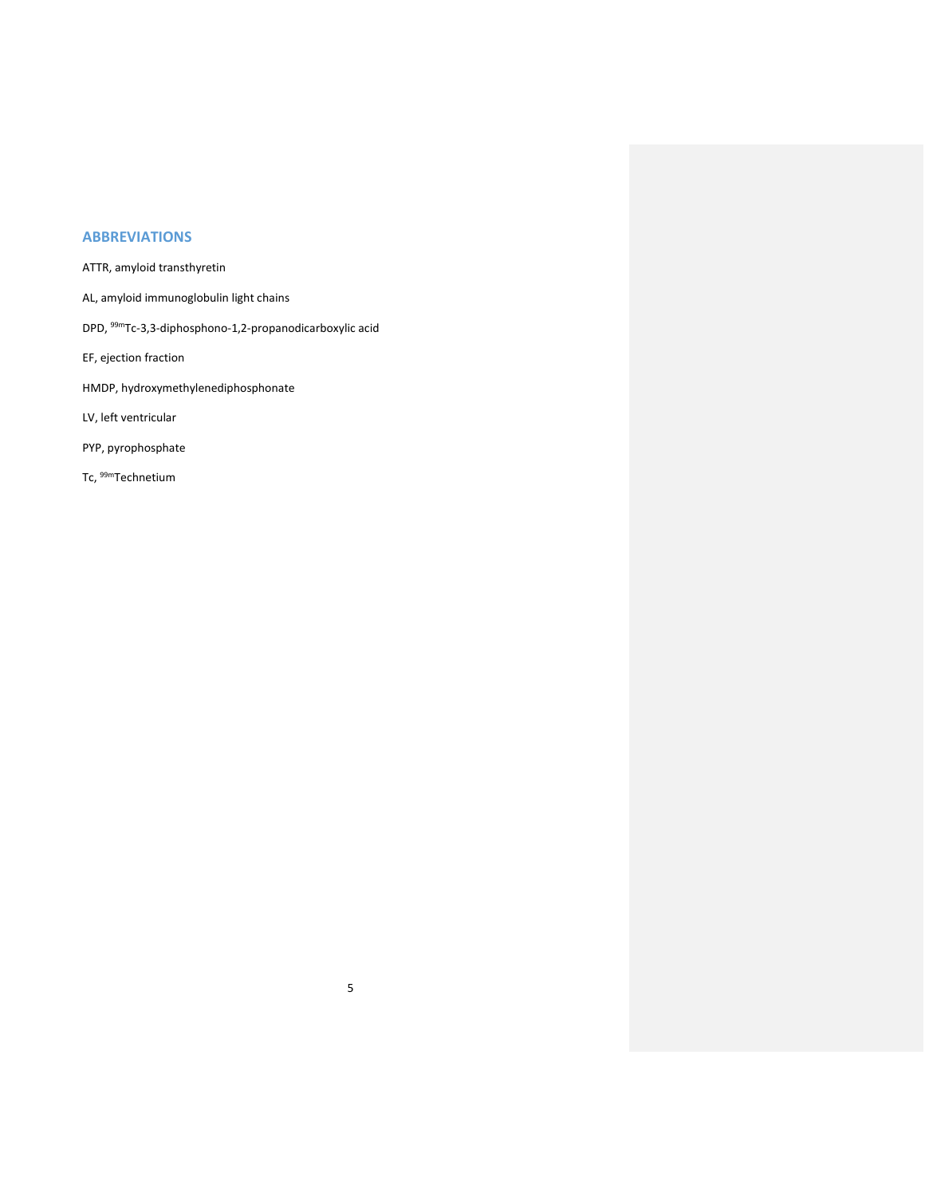## ABBREVIATIONS

ATTR, amyloid transthyretin

AL, amyloid immunoglobulin light chains

DPD, $^{99m}$Tc-3,3-diphosphono-1,2-propanodicarboxylic acid

EF, ejection fraction

HMDP, hydroxymethylenediphosphonate

LV, left ventricular

PYP, pyrophosphate

Tc, $^{99m}$Technetium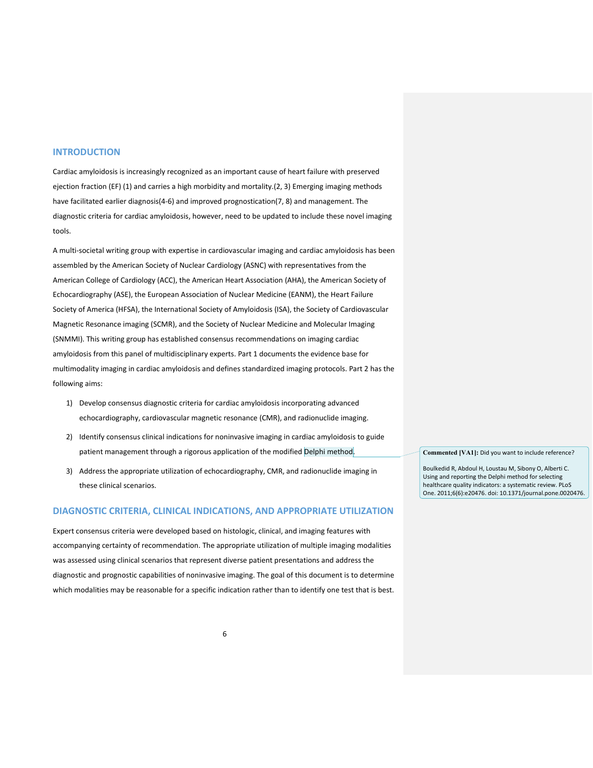## INTRODUCTION

Cardiac amyloidosis is increasingly recognized as an important cause of heart failure with preserved ejection fraction (EF) (1) and carries a high morbidity and mortality.(2, 3) Emerging imaging methods have facilitated earlier diagnosis(4-6) and improved prognostication(7, 8) and management. The diagnostic criteria for cardiac amyloidosis, however, need to be updated to include these novel imaging tools.

A multi-societal writing group with expertise in cardiovascular imaging and cardiac amyloidosis has been assembled by the American Society of Nuclear Cardiology (ASNC) with representatives from the American College of Cardiology (ACC), the American Heart Association (AHA), the American Society of Echocardiography (ASE), the European Association of Nuclear Medicine (EANM), the Heart Failure Society of America (HFSA), the International Society of Amyloidosis (ISA), the Society of Cardiovascular Magnetic Resonance imaging (SCMR), and the Society of Nuclear Medicine and Molecular Imaging (SNMMI). This writing group has established consensus recommendations on imaging cardiac amyloidosis from this panel of multidisciplinary experts. Part 1 documents the evidence base for multimodality imaging in cardiac amyloidosis and defines standardized imaging protocols. Part 2 has the following aims:

1) Develop consensus diagnostic criteria for cardiac amyloidosis incorporating advanced echocardiography, cardiovascular magnetic resonance (CMR), and radionuclide imaging.
2) Identify consensus clinical indications for noninvasive imaging in cardiac amyloidosis to guide patient management through a rigorous application of the modified Delphi method.
3) Address the appropriate utilization of echocardiography, CMR, and radionuclide imaging in these clinical scenarios.

**Commented [VA1]:** Did you want to include reference?

Boulkedid R, Abdoul H, Loustau M, Sibony O, Alberti C. Using and reporting the Delphi method for selecting healthcare quality indicators: a systematic review. PLoS One. 2011;6(6):e20476. doi: 10.1371/journal.pone.0020476.

## DIAGNOSTIC CRITERIA, CLINICAL INDICATIONS, AND APPROPRIATE UTILIZATION

Expert consensus criteria were developed based on histologic, clinical, and imaging features with accompanying certainty of recommendation. The appropriate utilization of multiple imaging modalities was assessed using clinical scenarios that represent diverse patient presentations and address the diagnostic and prognostic capabilities of noninvasive imaging. The goal of this document is to determine which modalities may be reasonable for a specific indication rather than to identify one test that is best.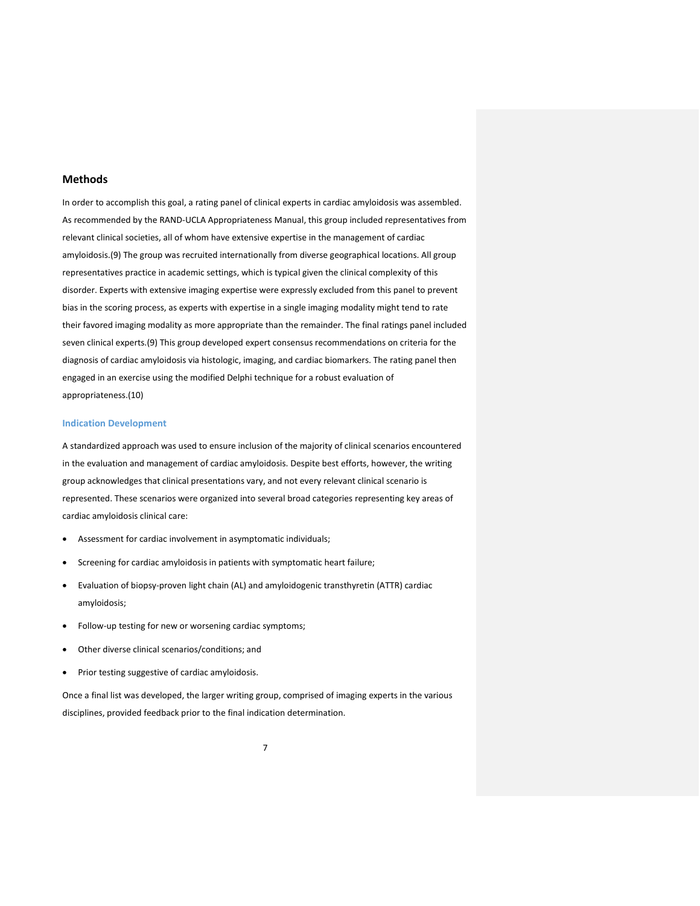## Methods

In order to accomplish this goal, a rating panel of clinical experts in cardiac amyloidosis was assembled. As recommended by the RAND-UCLA Appropriateness Manual, this group included representatives from relevant clinical societies, all of whom have extensive expertise in the management of cardiac amyloidosis.(9) The group was recruited internationally from diverse geographical locations. All group representatives practice in academic settings, which is typical given the clinical complexity of this disorder. Experts with extensive imaging expertise were expressly excluded from this panel to prevent bias in the scoring process, as experts with expertise in a single imaging modality might tend to rate their favored imaging modality as more appropriate than the remainder. The final ratings panel included seven clinical experts.(9) This group developed expert consensus recommendations on criteria for the diagnosis of cardiac amyloidosis via histologic, imaging, and cardiac biomarkers. The rating panel then engaged in an exercise using the modified Delphi technique for a robust evaluation of appropriateness.(10)

### Indication Development

A standardized approach was used to ensure inclusion of the majority of clinical scenarios encountered in the evaluation and management of cardiac amyloidosis. Despite best efforts, however, the writing group acknowledges that clinical presentations vary, and not every relevant clinical scenario is represented. These scenarios were organized into several broad categories representing key areas of cardiac amyloidosis clinical care:

- Assessment for cardiac involvement in asymptomatic individuals;
- Screening for cardiac amyloidosis in patients with symptomatic heart failure;
- Evaluation of biopsy-proven light chain (AL) and amyloidogenic transthyretin (ATTR) cardiac amyloidosis;
- Follow-up testing for new or worsening cardiac symptoms;
- Other diverse clinical scenarios/conditions; and
- Prior testing suggestive of cardiac amyloidosis.

Once a final list was developed, the larger writing group, comprised of imaging experts in the various disciplines, provided feedback prior to the final indication determination.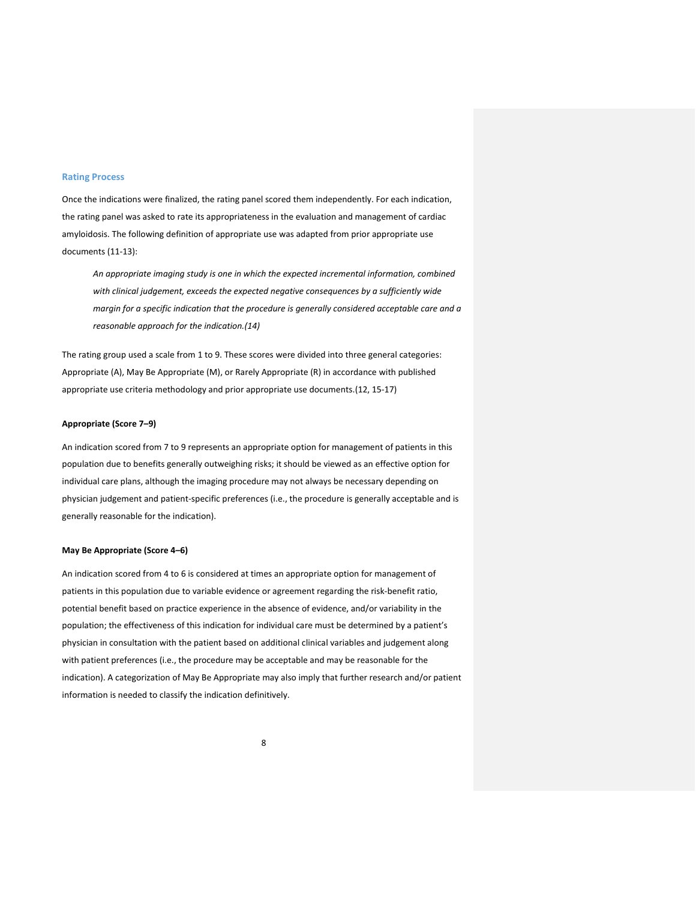## Rating Process

Once the indications were finalized, the rating panel scored them independently. For each indication, the rating panel was asked to rate its appropriateness in the evaluation and management of cardiac amyloidosis. The following definition of appropriate use was adapted from prior appropriate use documents (11-13):

> *An appropriate imaging study is one in which the expected incremental information, combined with clinical judgement, exceeds the expected negative consequences by a sufficiently wide margin for a specific indication that the procedure is generally considered acceptable care and a reasonable approach for the indication.(14)*

The rating group used a scale from 1 to 9. These scores were divided into three general categories: Appropriate (A), May Be Appropriate (M), or Rarely Appropriate (R) in accordance with published appropriate use criteria methodology and prior appropriate use documents.(12, 15-17)

#### Appropriate (Score 7–9)

An indication scored from 7 to 9 represents an appropriate option for management of patients in this population due to benefits generally outweighing risks; it should be viewed as an effective option for individual care plans, although the imaging procedure may not always be necessary depending on physician judgement and patient-specific preferences (i.e., the procedure is generally acceptable and is generally reasonable for the indication).

#### May Be Appropriate (Score 4–6)

An indication scored from 4 to 6 is considered at times an appropriate option for management of patients in this population due to variable evidence or agreement regarding the risk-benefit ratio, potential benefit based on practice experience in the absence of evidence, and/or variability in the population; the effectiveness of this indication for individual care must be determined by a patient's physician in consultation with the patient based on additional clinical variables and judgement along with patient preferences (i.e., the procedure may be acceptable and may be reasonable for the indication). A categorization of May Be Appropriate may also imply that further research and/or patient information is needed to classify the indication definitively.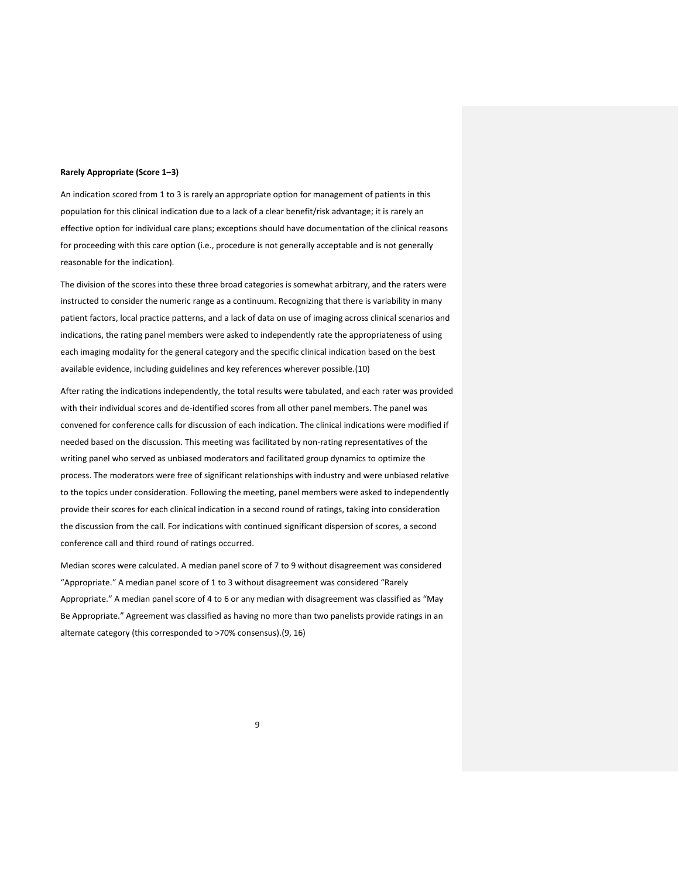**Rarely Appropriate (Score 1–3)**

An indication scored from 1 to 3 is rarely an appropriate option for management of patients in this population for this clinical indication due to a lack of a clear benefit/risk advantage; it is rarely an effective option for individual care plans; exceptions should have documentation of the clinical reasons for proceeding with this care option (i.e., procedure is not generally acceptable and is not generally reasonable for the indication).

The division of the scores into these three broad categories is somewhat arbitrary, and the raters were instructed to consider the numeric range as a continuum. Recognizing that there is variability in many patient factors, local practice patterns, and a lack of data on use of imaging across clinical scenarios and indications, the rating panel members were asked to independently rate the appropriateness of using each imaging modality for the general category and the specific clinical indication based on the best available evidence, including guidelines and key references wherever possible.(10)

After rating the indications independently, the total results were tabulated, and each rater was provided with their individual scores and de-identified scores from all other panel members. The panel was convened for conference calls for discussion of each indication. The clinical indications were modified if needed based on the discussion. This meeting was facilitated by non-rating representatives of the writing panel who served as unbiased moderators and facilitated group dynamics to optimize the process. The moderators were free of significant relationships with industry and were unbiased relative to the topics under consideration. Following the meeting, panel members were asked to independently provide their scores for each clinical indication in a second round of ratings, taking into consideration the discussion from the call. For indications with continued significant dispersion of scores, a second conference call and third round of ratings occurred.

Median scores were calculated. A median panel score of 7 to 9 without disagreement was considered "Appropriate." A median panel score of 1 to 3 without disagreement was considered "Rarely Appropriate." A median panel score of 4 to 6 or any median with disagreement was classified as "May Be Appropriate." Agreement was classified as having no more than two panelists provide ratings in an alternate category (this corresponded to >70% consensus).(9, 16)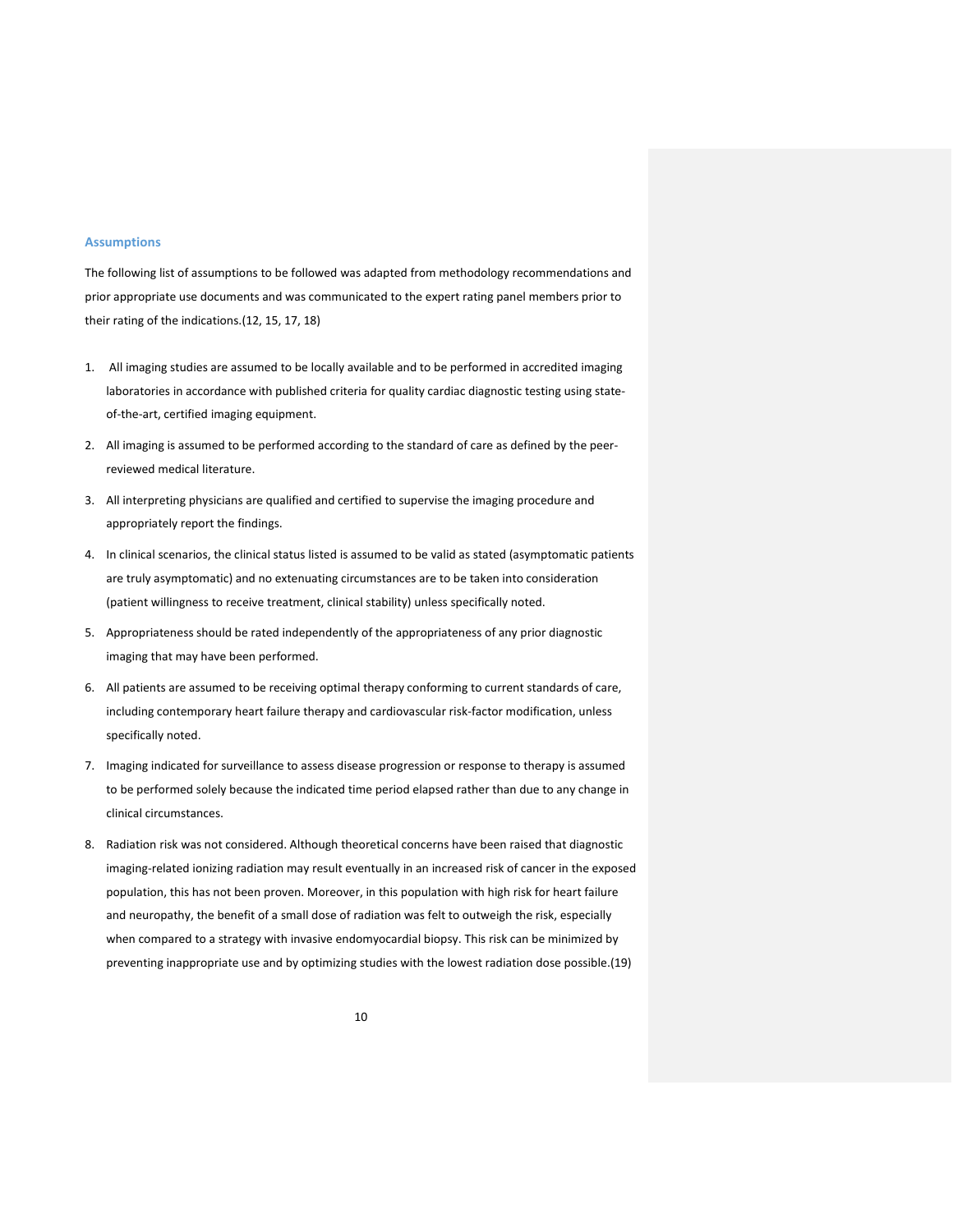## Assumptions

The following list of assumptions to be followed was adapted from methodology recommendations and prior appropriate use documents and was communicated to the expert rating panel members prior to their rating of the indications.(12, 15, 17, 18)

1. All imaging studies are assumed to be locally available and to be performed in accredited imaging laboratories in accordance with published criteria for quality cardiac diagnostic testing using state-of-the-art, certified imaging equipment.
2. All imaging is assumed to be performed according to the standard of care as defined by the peer-reviewed medical literature.
3. All interpreting physicians are qualified and certified to supervise the imaging procedure and appropriately report the findings.
4. In clinical scenarios, the clinical status listed is assumed to be valid as stated (asymptomatic patients are truly asymptomatic) and no extenuating circumstances are to be taken into consideration (patient willingness to receive treatment, clinical stability) unless specifically noted.
5. Appropriateness should be rated independently of the appropriateness of any prior diagnostic imaging that may have been performed.
6. All patients are assumed to be receiving optimal therapy conforming to current standards of care, including contemporary heart failure therapy and cardiovascular risk-factor modification, unless specifically noted.
7. Imaging indicated for surveillance to assess disease progression or response to therapy is assumed to be performed solely because the indicated time period elapsed rather than due to any change in clinical circumstances.
8. Radiation risk was not considered. Although theoretical concerns have been raised that diagnostic imaging-related ionizing radiation may result eventually in an increased risk of cancer in the exposed population, this has not been proven. Moreover, in this population with high risk for heart failure and neuropathy, the benefit of a small dose of radiation was felt to outweigh the risk, especially when compared to a strategy with invasive endomyocardial biopsy. This risk can be minimized by preventing inappropriate use and by optimizing studies with the lowest radiation dose possible.(19)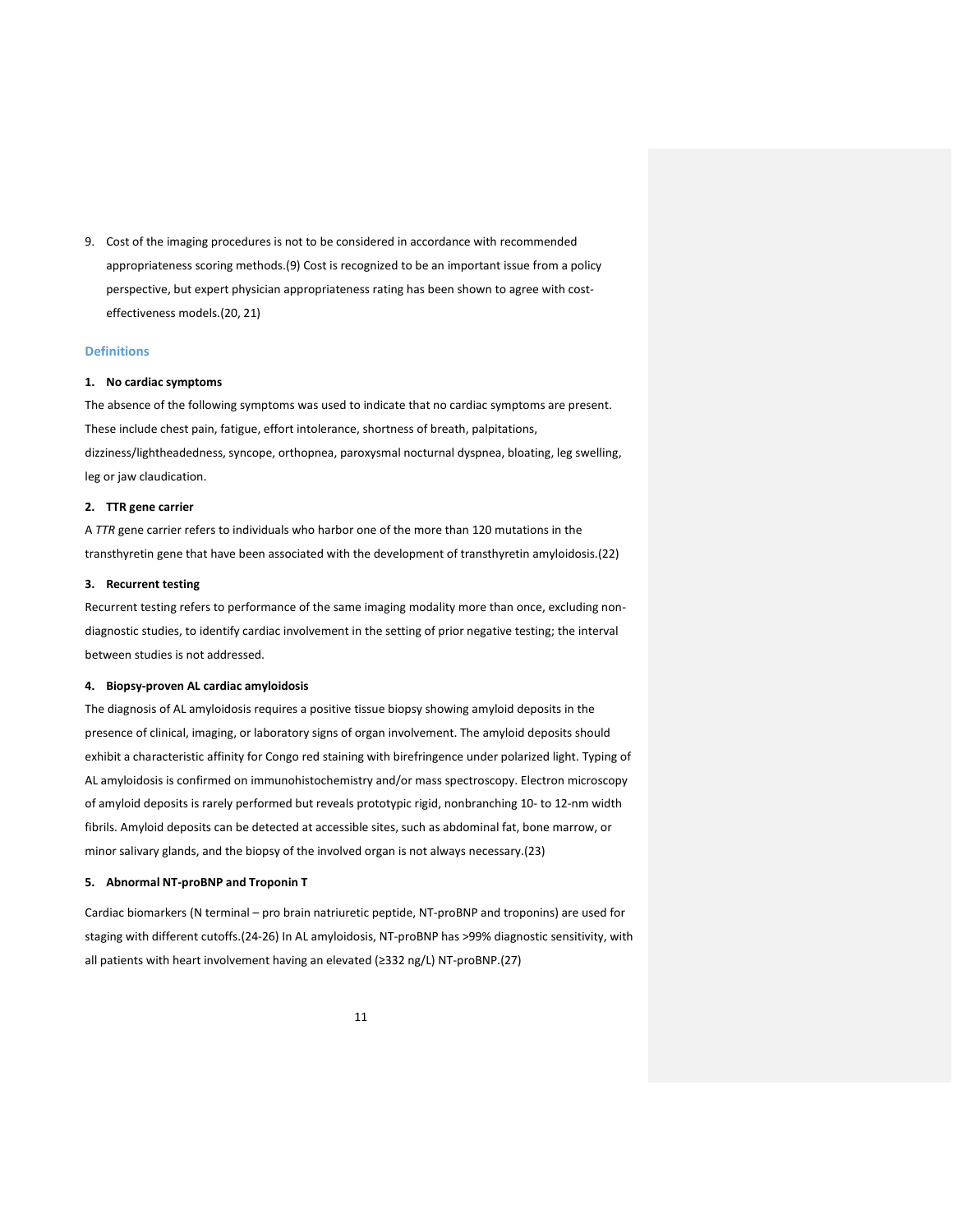9. Cost of the imaging procedures is not to be considered in accordance with recommended appropriateness scoring methods.(9) Cost is recognized to be an important issue from a policy perspective, but expert physician appropriateness rating has been shown to agree with cost-effectiveness models.(20, 21)

## Definitions

### 1. No cardiac symptoms

The absence of the following symptoms was used to indicate that no cardiac symptoms are present. These include chest pain, fatigue, effort intolerance, shortness of breath, palpitations, dizziness/lightheadedness, syncope, orthopnea, paroxysmal nocturnal dyspnea, bloating, leg swelling, leg or jaw claudication.

### 2. TTR gene carrier

A *TTR* gene carrier refers to individuals who harbor one of the more than 120 mutations in the transthyretin gene that have been associated with the development of transthyretin amyloidosis.(22)

### 3. Recurrent testing

Recurrent testing refers to performance of the same imaging modality more than once, excluding non-diagnostic studies, to identify cardiac involvement in the setting of prior negative testing; the interval between studies is not addressed.

### 4. Biopsy-proven AL cardiac amyloidosis

The diagnosis of AL amyloidosis requires a positive tissue biopsy showing amyloid deposits in the presence of clinical, imaging, or laboratory signs of organ involvement. The amyloid deposits should exhibit a characteristic affinity for Congo red staining with birefringence under polarized light. Typing of AL amyloidosis is confirmed on immunohistochemistry and/or mass spectroscopy. Electron microscopy of amyloid deposits is rarely performed but reveals prototypic rigid, nonbranching 10- to 12-nm width fibrils. Amyloid deposits can be detected at accessible sites, such as abdominal fat, bone marrow, or minor salivary glands, and the biopsy of the involved organ is not always necessary.(23)

### 5. Abnormal NT-proBNP and Troponin T

Cardiac biomarkers (N terminal – pro brain natriuretic peptide, NT-proBNP and troponins) are used for staging with different cutoffs.(24-26) In AL amyloidosis, NT-proBNP has >99% diagnostic sensitivity, with all patients with heart involvement having an elevated (≥332 ng/L) NT-proBNP.(27)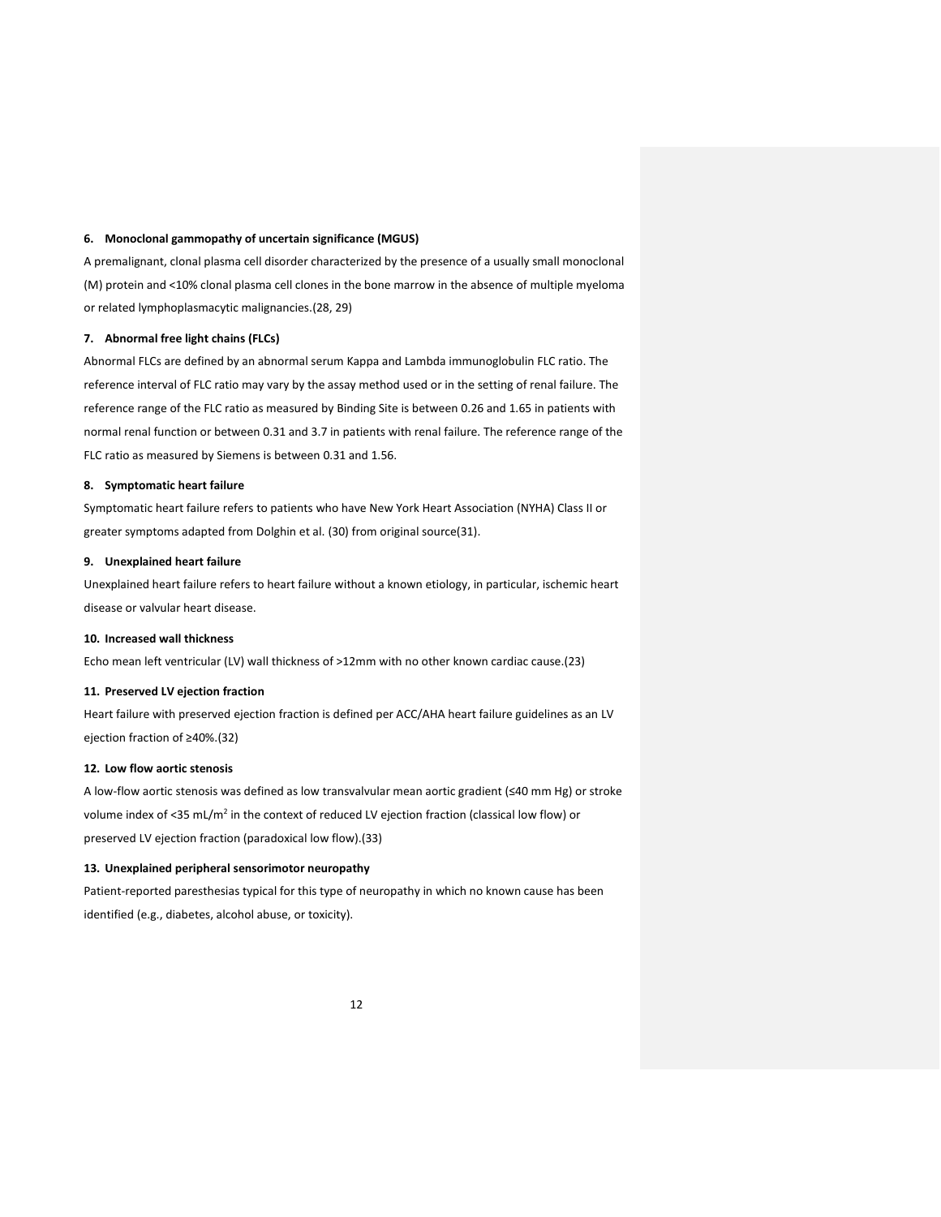### 6. Monoclonal gammopathy of uncertain significance (MGUS)

A premalignant, clonal plasma cell disorder characterized by the presence of a usually small monoclonal (M) protein and <10% clonal plasma cell clones in the bone marrow in the absence of multiple myeloma or related lymphoplasmacytic malignancies.(28, 29)

### 7. Abnormal free light chains (FLCs)

Abnormal FLCs are defined by an abnormal serum Kappa and Lambda immunoglobulin FLC ratio. The reference interval of FLC ratio may vary by the assay method used or in the setting of renal failure. The reference range of the FLC ratio as measured by Binding Site is between 0.26 and 1.65 in patients with normal renal function or between 0.31 and 3.7 in patients with renal failure. The reference range of the FLC ratio as measured by Siemens is between 0.31 and 1.56.

### 8. Symptomatic heart failure

Symptomatic heart failure refers to patients who have New York Heart Association (NYHA) Class II or greater symptoms adapted from Dolghin et al. (30) from original source(31).

### 9. Unexplained heart failure

Unexplained heart failure refers to heart failure without a known etiology, in particular, ischemic heart disease or valvular heart disease.

### 10. Increased wall thickness

Echo mean left ventricular (LV) wall thickness of >12mm with no other known cardiac cause.(23)

### 11. Preserved LV ejection fraction

Heart failure with preserved ejection fraction is defined per ACC/AHA heart failure guidelines as an LV ejection fraction of ≥40%.(32)

### 12. Low flow aortic stenosis

A low-flow aortic stenosis was defined as low transvalvular mean aortic gradient (≤40 mm Hg) or stroke volume index of <35 mL/m$^2$ in the context of reduced LV ejection fraction (classical low flow) or preserved LV ejection fraction (paradoxical low flow).(33)

### 13. Unexplained peripheral sensorimotor neuropathy

Patient-reported paresthesias typical for this type of neuropathy in which no known cause has been identified (e.g., diabetes, alcohol abuse, or toxicity).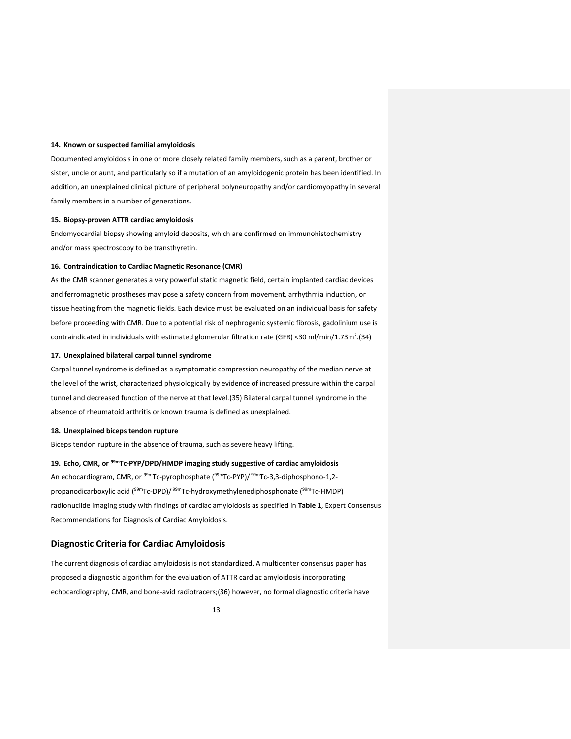#### 14. Known or suspected familial amyloidosis

Documented amyloidosis in one or more closely related family members, such as a parent, brother or sister, uncle or aunt, and particularly so if a mutation of an amyloidogenic protein has been identified. In addition, an unexplained clinical picture of peripheral polyneuropathy and/or cardiomyopathy in several family members in a number of generations.

#### 15. Biopsy-proven ATTR cardiac amyloidosis

Endomyocardial biopsy showing amyloid deposits, which are confirmed on immunohistochemistry and/or mass spectroscopy to be transthyretin.

#### 16. Contraindication to Cardiac Magnetic Resonance (CMR)

As the CMR scanner generates a very powerful static magnetic field, certain implanted cardiac devices and ferromagnetic prostheses may pose a safety concern from movement, arrhythmia induction, or tissue heating from the magnetic fields. Each device must be evaluated on an individual basis for safety before proceeding with CMR. Due to a potential risk of nephrogenic systemic fibrosis, gadolinium use is contraindicated in individuals with estimated glomerular filtration rate (GFR) <30 ml/min/1.73m$^2$.(34)

#### 17. Unexplained bilateral carpal tunnel syndrome

Carpal tunnel syndrome is defined as a symptomatic compression neuropathy of the median nerve at the level of the wrist, characterized physiologically by evidence of increased pressure within the carpal tunnel and decreased function of the nerve at that level.(35) Bilateral carpal tunnel syndrome in the absence of rheumatoid arthritis or known trauma is defined as unexplained.

#### 18. Unexplained biceps tendon rupture

Biceps tendon rupture in the absence of trauma, such as severe heavy lifting.

#### 19. Echo, CMR, or $^{99m}$Tc-PYP/DPD/HMDP imaging study suggestive of cardiac amyloidosis

An echocardiogram, CMR, or $^{99m}$Tc-pyrophosphate ($^{99m}$Tc-PYP)/ $^{99m}$Tc-3,3-diphosphono-1,2-propanodicarboxylic acid ($^{99m}$Tc-DPD)/ $^{99m}$Tc-hydroxymethylenediphosphonate ($^{99m}$Tc-HMDP) radionuclide imaging study with findings of cardiac amyloidosis as specified in **Table 1**, Expert Consensus Recommendations for Diagnosis of Cardiac Amyloidosis.

## Diagnostic Criteria for Cardiac Amyloidosis

The current diagnosis of cardiac amyloidosis is not standardized. A multicenter consensus paper has proposed a diagnostic algorithm for the evaluation of ATTR cardiac amyloidosis incorporating echocardiography, CMR, and bone-avid radiotracers;(36) however, no formal diagnostic criteria have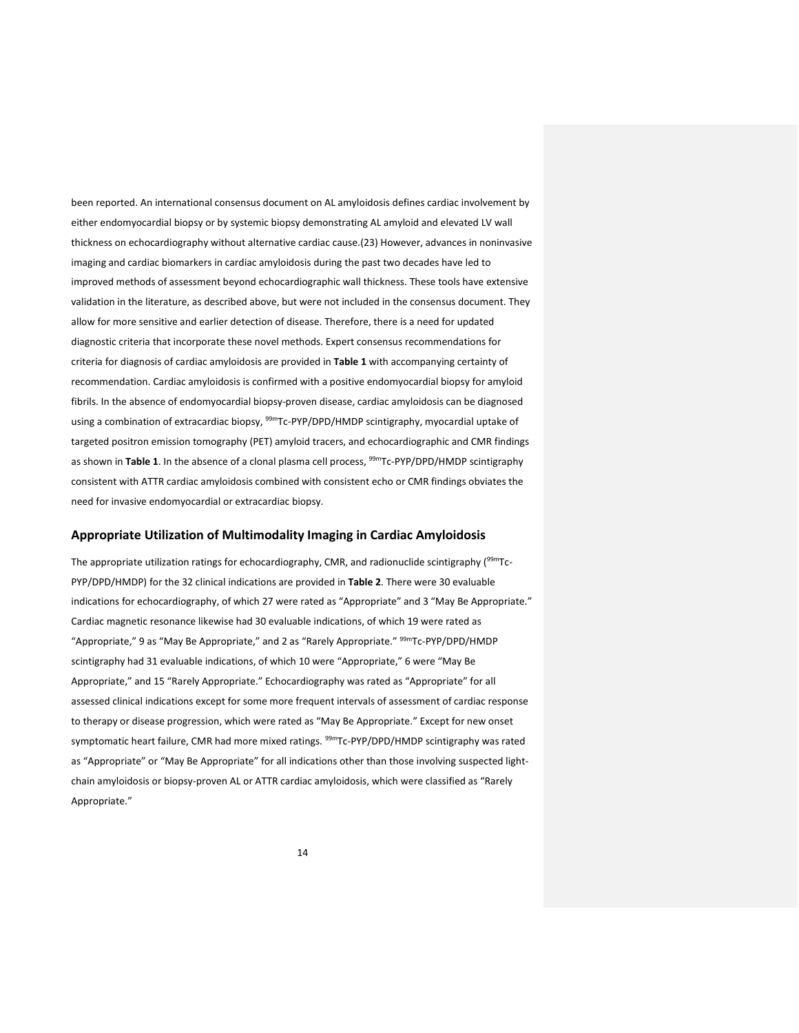been reported. An international consensus document on AL amyloidosis defines cardiac involvement by either endomyocardial biopsy or by systemic biopsy demonstrating AL amyloid and elevated LV wall thickness on echocardiography without alternative cardiac cause.(23) However, advances in noninvasive imaging and cardiac biomarkers in cardiac amyloidosis during the past two decades have led to improved methods of assessment beyond echocardiographic wall thickness. These tools have extensive validation in the literature, as described above, but were not included in the consensus document. They allow for more sensitive and earlier detection of disease. Therefore, there is a need for updated diagnostic criteria that incorporate these novel methods. Expert consensus recommendations for criteria for diagnosis of cardiac amyloidosis are provided in **Table 1** with accompanying certainty of recommendation. Cardiac amyloidosis is confirmed with a positive endomyocardial biopsy for amyloid fibrils. In the absence of endomyocardial biopsy-proven disease, cardiac amyloidosis can be diagnosed using a combination of extracardiac biopsy, $^{99m}$Tc-PYP/DPD/HMDP scintigraphy, myocardial uptake of targeted positron emission tomography (PET) amyloid tracers, and echocardiographic and CMR findings as shown in **Table 1**. In the absence of a clonal plasma cell process, $^{99m}$Tc-PYP/DPD/HMDP scintigraphy consistent with ATTR cardiac amyloidosis combined with consistent echo or CMR findings obviates the need for invasive endomyocardial or extracardiac biopsy.

## Appropriate Utilization of Multimodality Imaging in Cardiac Amyloidosis

The appropriate utilization ratings for echocardiography, CMR, and radionuclide scintigraphy ($^{99m}$Tc-PYP/DPD/HMDP) for the 32 clinical indications are provided in **Table 2**. There were 30 evaluable indications for echocardiography, of which 27 were rated as "Appropriate" and 3 "May Be Appropriate." Cardiac magnetic resonance likewise had 30 evaluable indications, of which 19 were rated as "Appropriate," 9 as "May Be Appropriate," and 2 as "Rarely Appropriate." $^{99m}$Tc-PYP/DPD/HMDP scintigraphy had 31 evaluable indications, of which 10 were "Appropriate," 6 were "May Be Appropriate," and 15 "Rarely Appropriate." Echocardiography was rated as "Appropriate" for all assessed clinical indications except for some more frequent intervals of assessment of cardiac response to therapy or disease progression, which were rated as "May Be Appropriate." Except for new onset symptomatic heart failure, CMR had more mixed ratings. $^{99m}$Tc-PYP/DPD/HMDP scintigraphy was rated as "Appropriate" or "May Be Appropriate" for all indications other than those involving suspected light-chain amyloidosis or biopsy-proven AL or ATTR cardiac amyloidosis, which were classified as "Rarely Appropriate."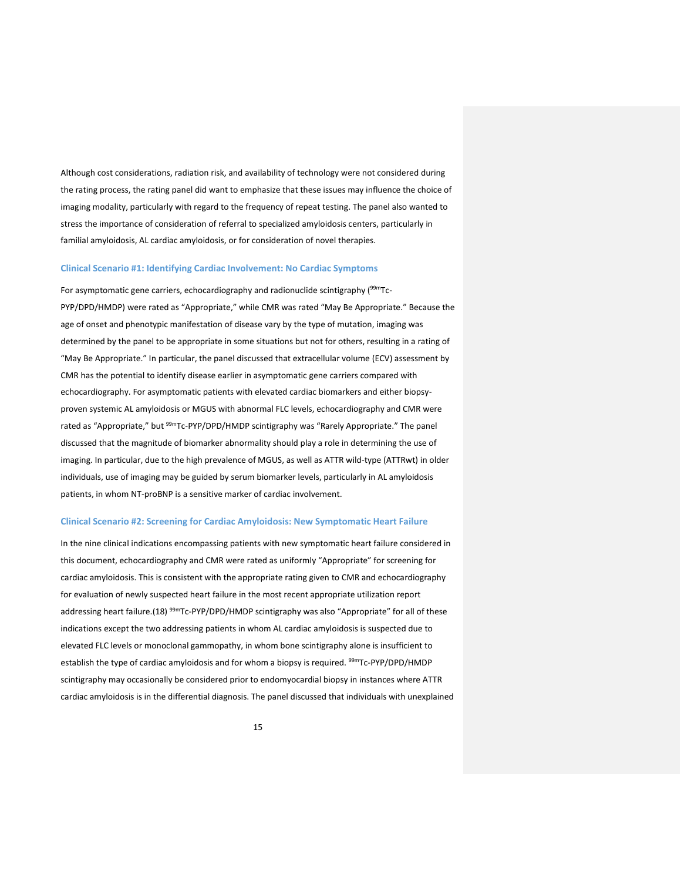Although cost considerations, radiation risk, and availability of technology were not considered during the rating process, the rating panel did want to emphasize that these issues may influence the choice of imaging modality, particularly with regard to the frequency of repeat testing. The panel also wanted to stress the importance of consideration of referral to specialized amyloidosis centers, particularly in familial amyloidosis, AL cardiac amyloidosis, or for consideration of novel therapies.

### Clinical Scenario #1: Identifying Cardiac Involvement: No Cardiac Symptoms

For asymptomatic gene carriers, echocardiography and radionuclide scintigraphy ($^{99m}$Tc-PYP/DPD/HMDP) were rated as "Appropriate," while CMR was rated "May Be Appropriate." Because the age of onset and phenotypic manifestation of disease vary by the type of mutation, imaging was determined by the panel to be appropriate in some situations but not for others, resulting in a rating of "May Be Appropriate." In particular, the panel discussed that extracellular volume (ECV) assessment by CMR has the potential to identify disease earlier in asymptomatic gene carriers compared with echocardiography. For asymptomatic patients with elevated cardiac biomarkers and either biopsy-proven systemic AL amyloidosis or MGUS with abnormal FLC levels, echocardiography and CMR were rated as "Appropriate," but $^{99m}$Tc-PYP/DPD/HMDP scintigraphy was "Rarely Appropriate." The panel discussed that the magnitude of biomarker abnormality should play a role in determining the use of imaging. In particular, due to the high prevalence of MGUS, as well as ATTR wild-type (ATTRwt) in older individuals, use of imaging may be guided by serum biomarker levels, particularly in AL amyloidosis patients, in whom NT-proBNP is a sensitive marker of cardiac involvement.

### Clinical Scenario #2: Screening for Cardiac Amyloidosis: New Symptomatic Heart Failure

In the nine clinical indications encompassing patients with new symptomatic heart failure considered in this document, echocardiography and CMR were rated as uniformly "Appropriate" for screening for cardiac amyloidosis. This is consistent with the appropriate rating given to CMR and echocardiography for evaluation of newly suspected heart failure in the most recent appropriate utilization report addressing heart failure.(18) $^{99m}$Tc-PYP/DPD/HMDP scintigraphy was also "Appropriate" for all of these indications except the two addressing patients in whom AL cardiac amyloidosis is suspected due to elevated FLC levels or monoclonal gammopathy, in whom bone scintigraphy alone is insufficient to establish the type of cardiac amyloidosis and for whom a biopsy is required. $^{99m}$Tc-PYP/DPD/HMDP scintigraphy may occasionally be considered prior to endomyocardial biopsy in instances where ATTR cardiac amyloidosis is in the differential diagnosis. The panel discussed that individuals with unexplained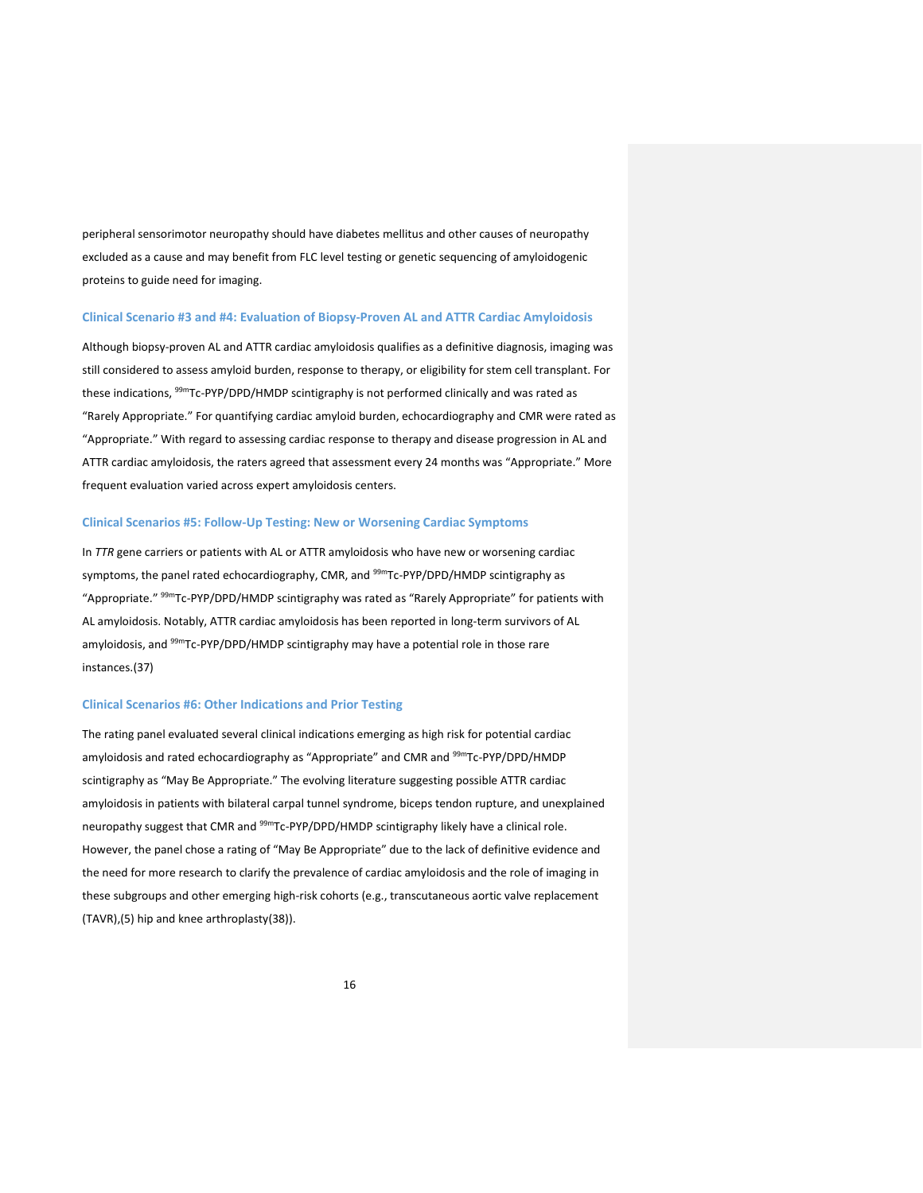peripheral sensorimotor neuropathy should have diabetes mellitus and other causes of neuropathy excluded as a cause and may benefit from FLC level testing or genetic sequencing of amyloidogenic proteins to guide need for imaging.

### Clinical Scenario #3 and #4: Evaluation of Biopsy-Proven AL and ATTR Cardiac Amyloidosis

Although biopsy-proven AL and ATTR cardiac amyloidosis qualifies as a definitive diagnosis, imaging was still considered to assess amyloid burden, response to therapy, or eligibility for stem cell transplant. For these indications, $^{99m}$Tc-PYP/DPD/HMDP scintigraphy is not performed clinically and was rated as "Rarely Appropriate." For quantifying cardiac amyloid burden, echocardiography and CMR were rated as "Appropriate." With regard to assessing cardiac response to therapy and disease progression in AL and ATTR cardiac amyloidosis, the raters agreed that assessment every 24 months was "Appropriate." More frequent evaluation varied across expert amyloidosis centers.

### Clinical Scenarios #5: Follow-Up Testing: New or Worsening Cardiac Symptoms

In *TTR* gene carriers or patients with AL or ATTR amyloidosis who have new or worsening cardiac symptoms, the panel rated echocardiography, CMR, and $^{99m}$Tc-PYP/DPD/HMDP scintigraphy as "Appropriate." $^{99m}$Tc-PYP/DPD/HMDP scintigraphy was rated as "Rarely Appropriate" for patients with AL amyloidosis. Notably, ATTR cardiac amyloidosis has been reported in long-term survivors of AL amyloidosis, and $^{99m}$Tc-PYP/DPD/HMDP scintigraphy may have a potential role in those rare instances.(37)

### Clinical Scenarios #6: Other Indications and Prior Testing

The rating panel evaluated several clinical indications emerging as high risk for potential cardiac amyloidosis and rated echocardiography as "Appropriate" and CMR and $^{99m}$Tc-PYP/DPD/HMDP scintigraphy as "May Be Appropriate." The evolving literature suggesting possible ATTR cardiac amyloidosis in patients with bilateral carpal tunnel syndrome, biceps tendon rupture, and unexplained neuropathy suggest that CMR and $^{99m}$Tc-PYP/DPD/HMDP scintigraphy likely have a clinical role. However, the panel chose a rating of "May Be Appropriate" due to the lack of definitive evidence and the need for more research to clarify the prevalence of cardiac amyloidosis and the role of imaging in these subgroups and other emerging high-risk cohorts (e.g., transcutaneous aortic valve replacement (TAVR),(5) hip and knee arthroplasty(38)).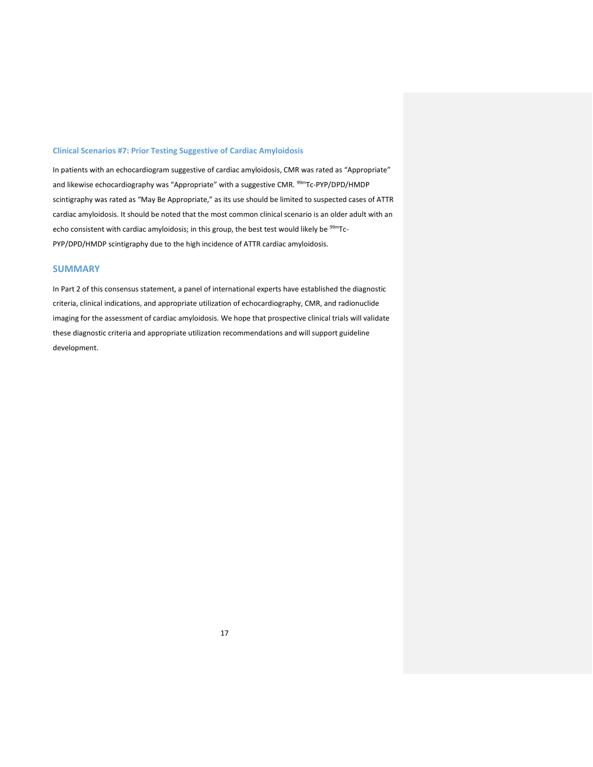### Clinical Scenarios #7: Prior Testing Suggestive of Cardiac Amyloidosis

In patients with an echocardiogram suggestive of cardiac amyloidosis, CMR was rated as "Appropriate" and likewise echocardiography was "Appropriate" with a suggestive CMR. $^{99m}$Tc-PYP/DPD/HMDP scintigraphy was rated as "May Be Appropriate," as its use should be limited to suspected cases of ATTR cardiac amyloidosis. It should be noted that the most common clinical scenario is an older adult with an echo consistent with cardiac amyloidosis; in this group, the best test would likely be $^{99m}$Tc-PYP/DPD/HMDP scintigraphy due to the high incidence of ATTR cardiac amyloidosis.

## SUMMARY

In Part 2 of this consensus statement, a panel of international experts have established the diagnostic criteria, clinical indications, and appropriate utilization of echocardiography, CMR, and radionuclide imaging for the assessment of cardiac amyloidosis. We hope that prospective clinical trials will validate these diagnostic criteria and appropriate utilization recommendations and will support guideline development.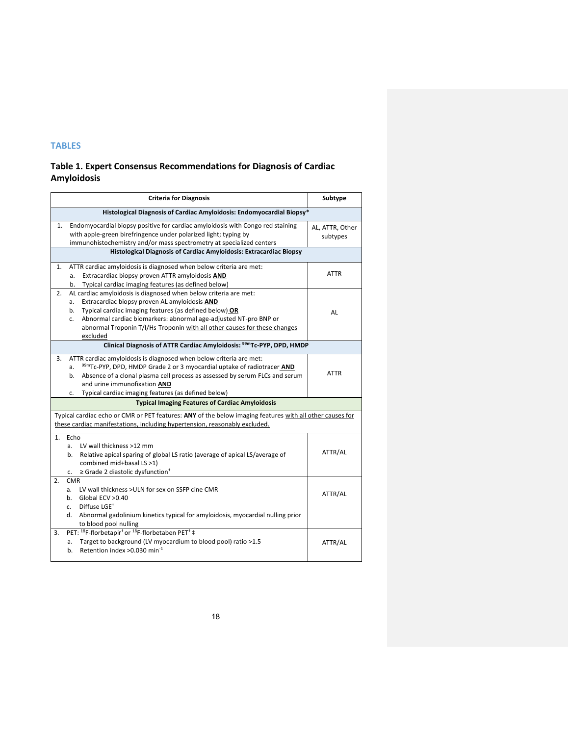## TABLES

### Table 1. Expert Consensus Recommendations for Diagnosis of Cardiac Amyloidosis

| Criteria for Diagnosis | Subtype |
|---|---|
| **Histological Diagnosis of Cardiac Amyloidosis: Endomyocardial Biopsy*** | |
| 1. Endomyocardial biopsy positive for cardiac amyloidosis with Congo red staining with apple-green birefringence under polarized light; typing by immunohistochemistry and/or mass spectrometry at specialized centers | AL, ATTR, Other subtypes |
| **Histological Diagnosis of Cardiac Amyloidosis: Extracardiac Biopsy** | |
| 1. ATTR cardiac amyloidosis is diagnosed when below criteria are met:<br>a. Extracardiac biopsy proven ATTR amyloidosis **AND**<br>b. Typical cardiac imaging features (as defined below) | ATTR |
| 2. AL cardiac amyloidosis is diagnosed when below criteria are met:<br>a. Extracardiac biopsy proven AL amyloidosis **AND**<br>b. Typical cardiac imaging features (as defined below) **OR**<br>c. Abnormal cardiac biomarkers: abnormal age-adjusted NT-pro BNP or abnormal Troponin T/I/Hs-Troponin with all other causes for these changes excluded | AL |
| **Clinical Diagnosis of ATTR Cardiac Amyloidosis: $^{99m}$Tc-PYP, DPD, HMDP** | |
| 3. ATTR cardiac amyloidosis is diagnosed when below criteria are met:<br>a. $^{99m}$Tc-PYP, DPD, HMDP Grade 2 or 3 myocardial uptake of radiotracer **AND**<br>b. Absence of a clonal plasma cell process as assessed by serum FLCs and serum and urine immunofixation **AND**<br>c. Typical cardiac imaging features (as defined below) | ATTR |
| **Typical Imaging Features of Cardiac Amyloidosis** | |
| Typical cardiac echo or CMR or PET features: **ANY** of the below imaging features with all other causes for these cardiac manifestations, including hypertension, reasonably excluded. | |
| 1. Echo<br>a. LV wall thickness >12 mm<br>b. Relative apical sparing of global LS ratio (average of apical LS/average of combined mid+basal LS >1)<br>c. ≥ Grade 2 diastolic dysfunction† | ATTR/AL |
| 2. CMR<br>a. LV wall thickness >ULN for sex on SSFP cine CMR<br>b. Global ECV >0.40<br>c. Diffuse LGE†<br>d. Abnormal gadolinium kinetics typical for amyloidosis, myocardial nulling prior to blood pool nulling | ATTR/AL |
| 3. PET: $^{18}$F-florbetapir† or $^{18}$F-florbetaben PET† ‡<br>a. Target to background (LV myocardium to blood pool) ratio >1.5<br>b. Retention index >0.030 min$^{-1}$ | ATTR/AL |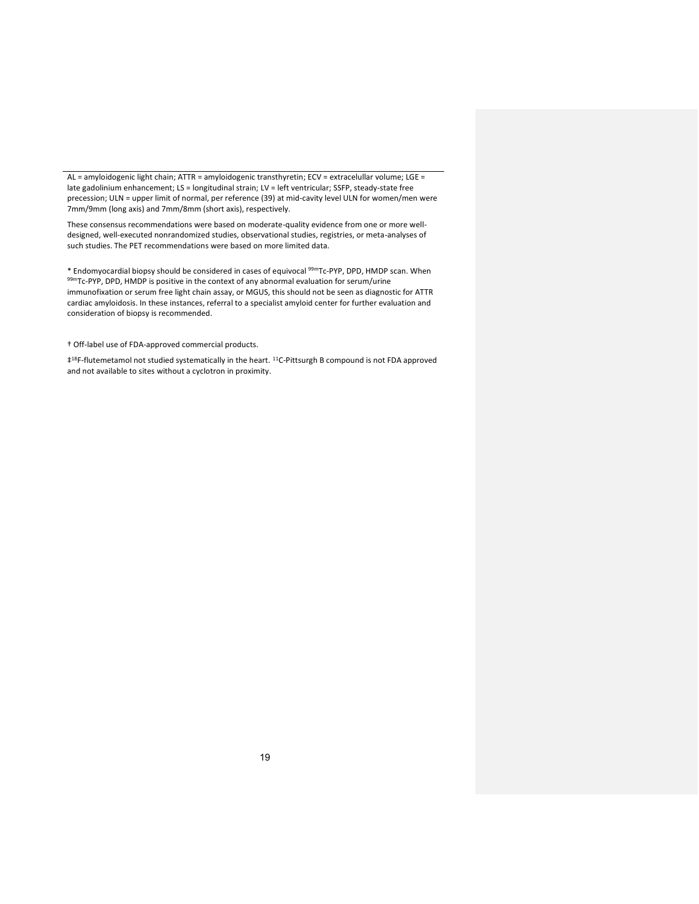AL = amyloidogenic light chain; ATTR = amyloidogenic transthyretin; ECV = extracelullar volume; LGE = late gadolinium enhancement; LS = longitudinal strain; LV = left ventricular; SSFP, steady-state free precession; ULN = upper limit of normal, per reference (39) at mid-cavity level ULN for women/men were 7mm/9mm (long axis) and 7mm/8mm (short axis), respectively.

These consensus recommendations were based on moderate-quality evidence from one or more well-designed, well-executed nonrandomized studies, observational studies, registries, or meta-analyses of such studies. The PET recommendations were based on more limited data.

* Endomyocardial biopsy should be considered in cases of equivocal $^{99m}$Tc-PYP, DPD, HMDP scan. When $^{99m}$Tc-PYP, DPD, HMDP is positive in the context of any abnormal evaluation for serum/urine immunofixation or serum free light chain assay, or MGUS, this should not be seen as diagnostic for ATTR cardiac amyloidosis. In these instances, referral to a specialist amyloid center for further evaluation and consideration of biopsy is recommended.

† Off-label use of FDA-approved commercial products.

‡$^{18}$F-flutemetamol not studied systematically in the heart. $^{11}$C-Pittsurgh B compound is not FDA approved and not available to sites without a cyclotron in proximity.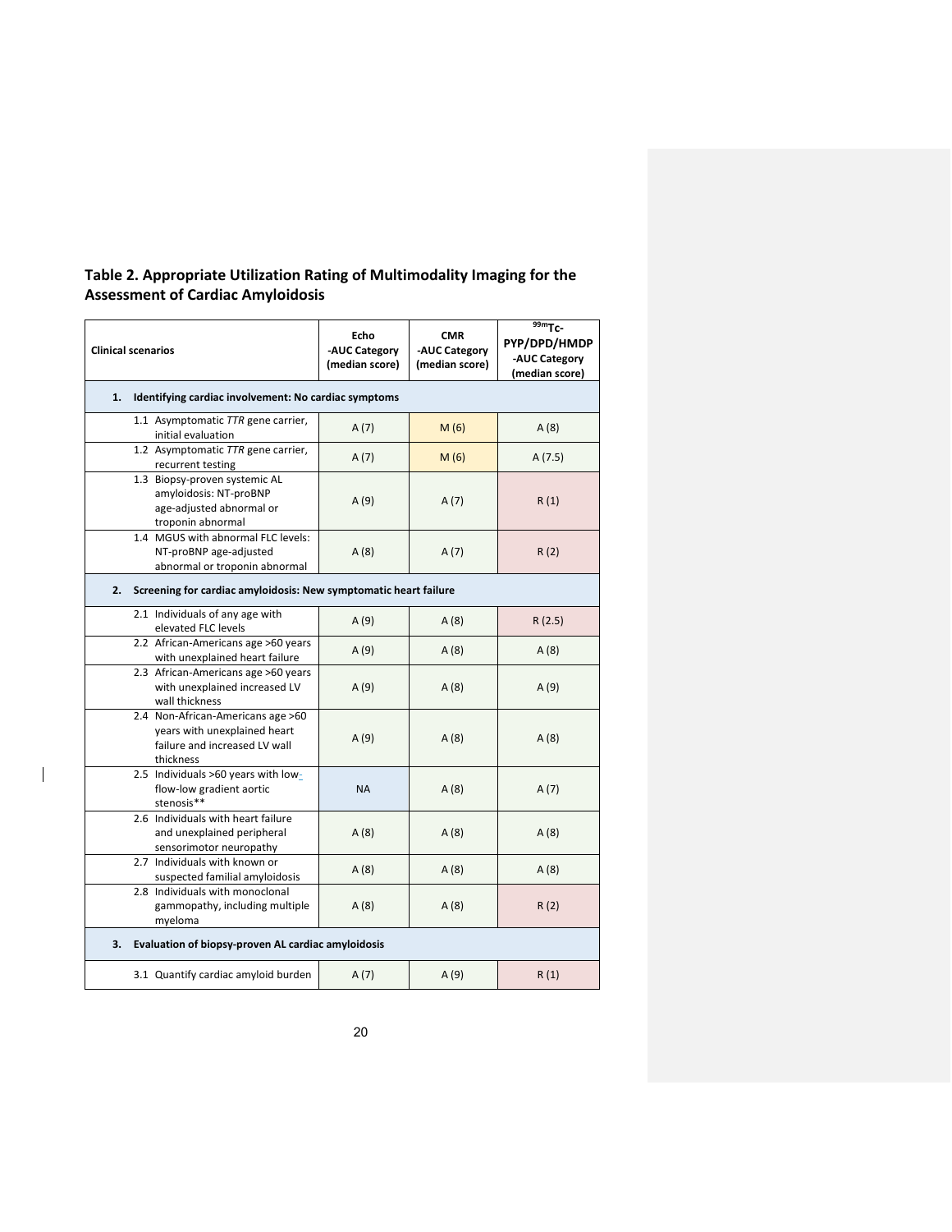## Table 2. Appropriate Utilization Rating of Multimodality Imaging for the Assessment of Cardiac Amyloidosis

| Clinical scenarios | Echo -AUC Category (median score) | CMR -AUC Category (median score) | $^{99m}$Tc-PYP/DPD/HMDP -AUC Category (median score) |
|---|---|---|---|
| **1. Identifying cardiac involvement: No cardiac symptoms** | | | |
| 1.1 Asymptomatic *TTR* gene carrier, initial evaluation | A (7) | M (6) | A (8) |
| 1.2 Asymptomatic *TTR* gene carrier, recurrent testing | A (7) | M (6) | A (7.5) |
| 1.3 Biopsy-proven systemic AL amyloidosis: NT-proBNP age-adjusted abnormal or troponin abnormal | A (9) | A (7) | R (1) |
| 1.4 MGUS with abnormal FLC levels: NT-proBNP age-adjusted abnormal or troponin abnormal | A (8) | A (7) | R (2) |
| **2. Screening for cardiac amyloidosis: New symptomatic heart failure** | | | |
| 2.1 Individuals of any age with elevated FLC levels | A (9) | A (8) | R (2.5) |
| 2.2 African-Americans age >60 years with unexplained heart failure | A (9) | A (8) | A (8) |
| 2.3 African-Americans age >60 years with unexplained increased LV wall thickness | A (9) | A (8) | A (9) |
| 2.4 Non-African-Americans age >60 years with unexplained heart failure and increased LV wall thickness | A (9) | A (8) | A (8) |
| 2.5 Individuals >60 years with low-flow-low gradient aortic stenosis** | NA | A (8) | A (7) |
| 2.6 Individuals with heart failure and unexplained peripheral sensorimotor neuropathy | A (8) | A (8) | A (8) |
| 2.7 Individuals with known or suspected familial amyloidosis | A (8) | A (8) | A (8) |
| 2.8 Individuals with monoclonal gammopathy, including multiple myeloma | A (8) | A (8) | R (2) |
| **3. Evaluation of biopsy-proven AL cardiac amyloidosis** | | | |
| 3.1 Quantify cardiac amyloid burden | A (7) | A (9) | R (1) |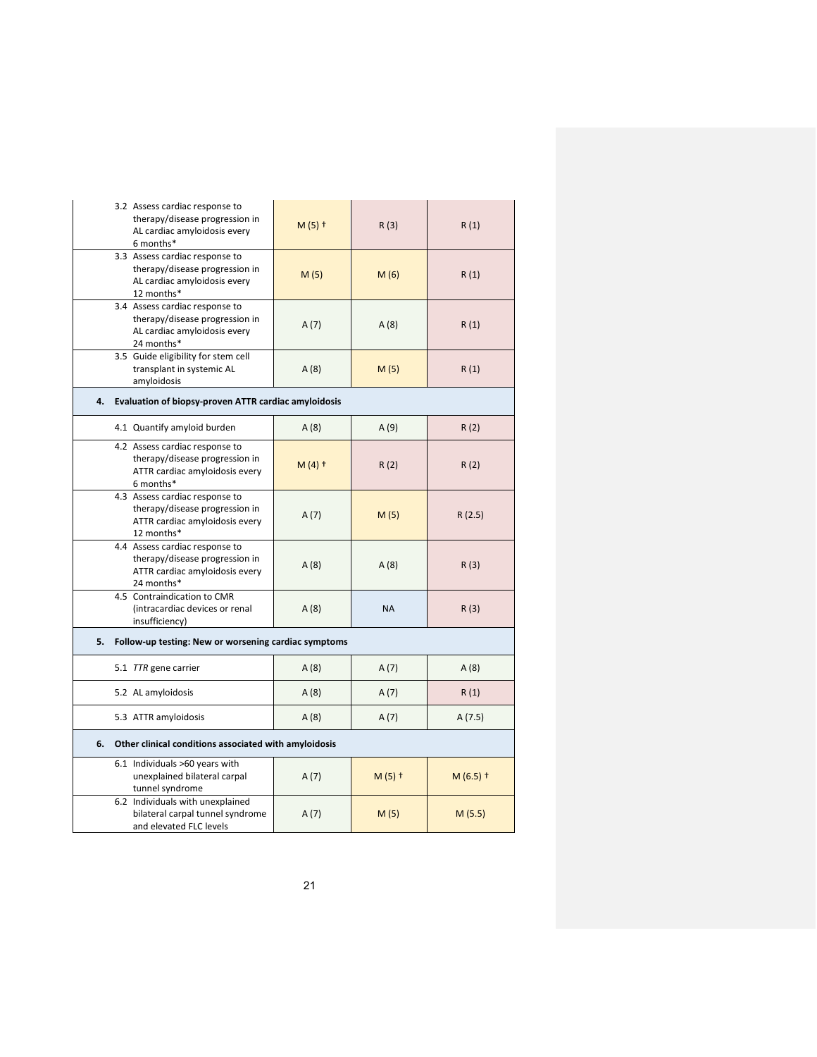| | | | |
|---|---|---|---|
| 3.2 Assess cardiac response to therapy/disease progression in AL cardiac amyloidosis every 6 months* | M (5) † | R (3) | R (1) |
| 3.3 Assess cardiac response to therapy/disease progression in AL cardiac amyloidosis every 12 months* | M (5) | M (6) | R (1) |
| 3.4 Assess cardiac response to therapy/disease progression in AL cardiac amyloidosis every 24 months* | A (7) | A (8) | R (1) |
| 3.5 Guide eligibility for stem cell transplant in systemic AL amyloidosis | A (8) | M (5) | R (1) |
| **4. Evaluation of biopsy-proven ATTR cardiac amyloidosis** | | | |
| 4.1 Quantify amyloid burden | A (8) | A (9) | R (2) |
| 4.2 Assess cardiac response to therapy/disease progression in ATTR cardiac amyloidosis every 6 months* | M (4) † | R (2) | R (2) |
| 4.3 Assess cardiac response to therapy/disease progression in ATTR cardiac amyloidosis every 12 months* | A (7) | M (5) | R (2.5) |
| 4.4 Assess cardiac response to therapy/disease progression in ATTR cardiac amyloidosis every 24 months* | A (8) | A (8) | R (3) |
| 4.5 Contraindication to CMR (intracardiac devices or renal insufficiency) | A (8) | NA | R (3) |
| **5. Follow-up testing: New or worsening cardiac symptoms** | | | |
| 5.1 *TTR* gene carrier | A (8) | A (7) | A (8) |
| 5.2 AL amyloidosis | A (8) | A (7) | R (1) |
| 5.3 ATTR amyloidosis | A (8) | A (7) | A (7.5) |
| **6. Other clinical conditions associated with amyloidosis** | | | |
| 6.1 Individuals >60 years with unexplained bilateral carpal tunnel syndrome | A (7) | M (5) † | M (6.5) † |
| 6.2 Individuals with unexplained bilateral carpal tunnel syndrome and elevated FLC levels | A (7) | M (5) | M (5.5) |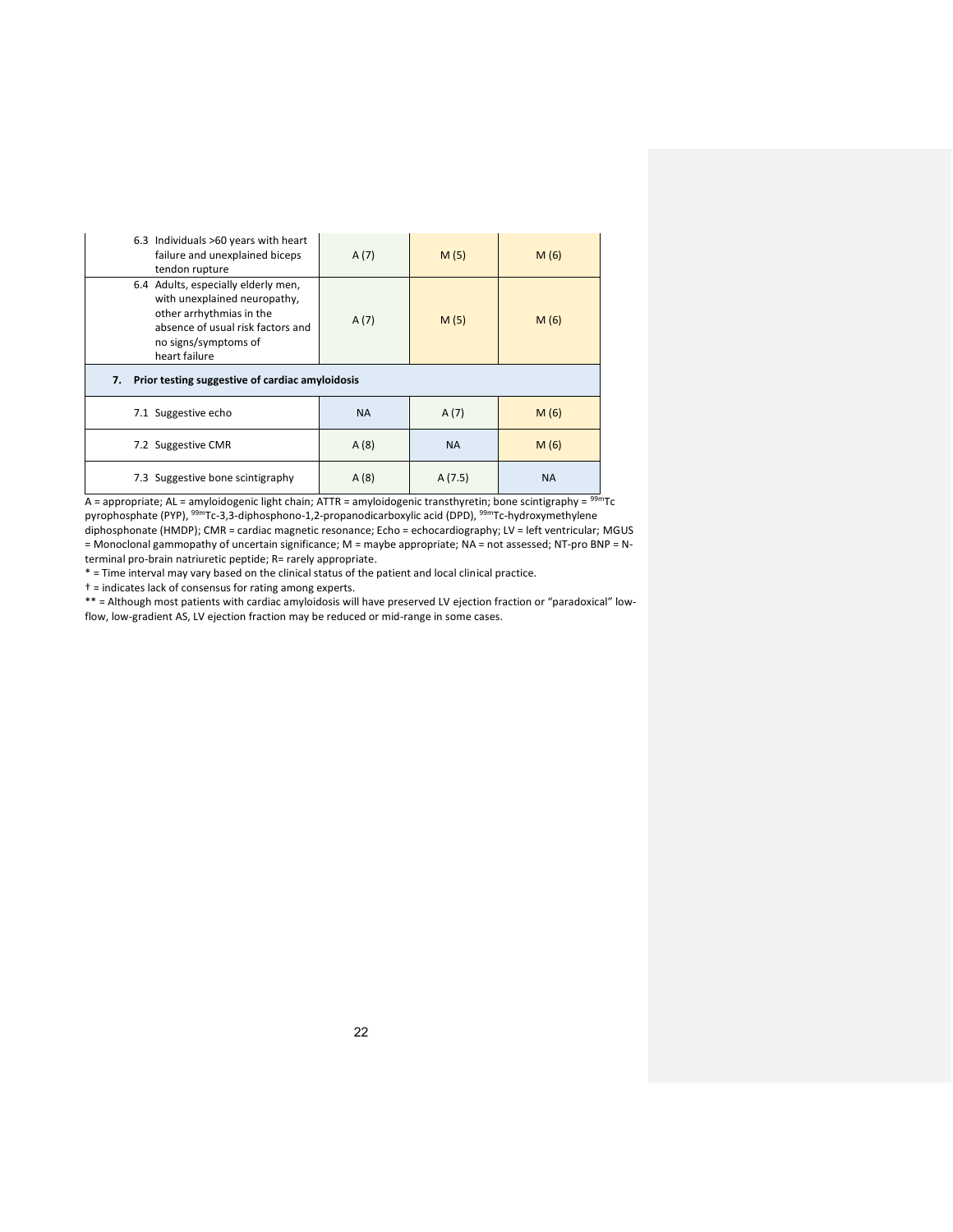| | | | |
|---|---|---|---|
| 6.3 Individuals >60 years with heart failure and unexplained biceps tendon rupture | A (7) | M (5) | M (6) |
| 6.4 Adults, especially elderly men, with unexplained neuropathy, other arrhythmias in the absence of usual risk factors and no signs/symptoms of heart failure | A (7) | M (5) | M (6) |
| **7. Prior testing suggestive of cardiac amyloidosis** | | | |
| 7.1 Suggestive echo | NA | A (7) | M (6) |
| 7.2 Suggestive CMR | A (8) | NA | M (6) |
| 7.3 Suggestive bone scintigraphy | A (8) | A (7.5) | NA |

A = appropriate; AL = amyloidogenic light chain; ATTR = amyloidogenic transthyretin; bone scintigraphy = $^{99m}$Tc pyrophosphate (PYP), $^{99m}$Tc-3,3-diphosphono-1,2-propanodicarboxylic acid (DPD), $^{99m}$Tc-hydroxymethylene diphosphonate (HMDP); CMR = cardiac magnetic resonance; Echo = echocardiography; LV = left ventricular; MGUS = Monoclonal gammopathy of uncertain significance; M = maybe appropriate; NA = not assessed; NT-pro BNP = N-terminal pro-brain natriuretic peptide; R= rarely appropriate.

* = Time interval may vary based on the clinical status of the patient and local clinical practice.

† = indicates lack of consensus for rating among experts.

** = Although most patients with cardiac amyloidosis will have preserved LV ejection fraction or "paradoxical" low-flow, low-gradient AS, LV ejection fraction may be reduced or mid-range in some cases.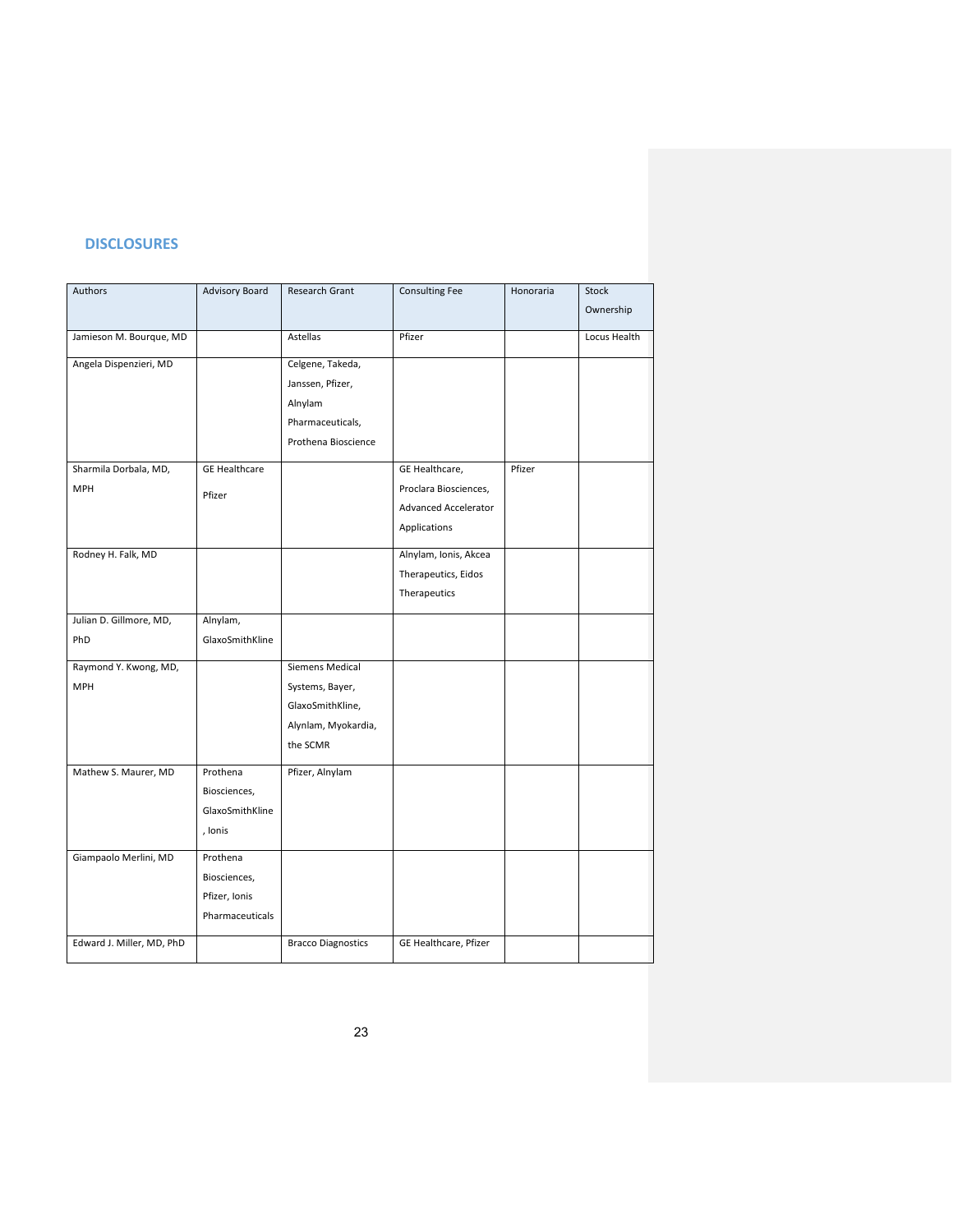## DISCLOSURES

| Authors | Advisory Board | Research Grant | Consulting Fee | Honoraria | Stock Ownership |
|---|---|---|---|---|---|
| Jamieson M. Bourque, MD | | Astellas | Pfizer | | Locus Health |
| Angela Dispenzieri, MD | | Celgene, Takeda, Janssen, Pfizer, Alnylam Pharmaceuticals, Prothena Bioscience | | | |
| Sharmila Dorbala, MD, MPH | GE Healthcare Pfizer | | GE Healthcare, Proclara Biosciences, Advanced Accelerator Applications | Pfizer | |
| Rodney H. Falk, MD | | | Alnylam, Ionis, Akcea Therapeutics, Eidos Therapeutics | | |
| Julian D. Gillmore, MD, PhD | Alnylam, GlaxoSmithKline | | | | |
| Raymond Y. Kwong, MD, MPH | | Siemens Medical Systems, Bayer, GlaxoSmithKline, Alynlam, Myokardia, the SCMR | | | |
| Mathew S. Maurer, MD | Prothena Biosciences, GlaxoSmithKline , Ionis | Pfizer, Alnylam | | | |
| Giampaolo Merlini, MD | Prothena Biosciences, Pfizer, Ionis Pharmaceuticals | | | | |
| Edward J. Miller, MD, PhD | | Bracco Diagnostics | GE Healthcare, Pfizer | | |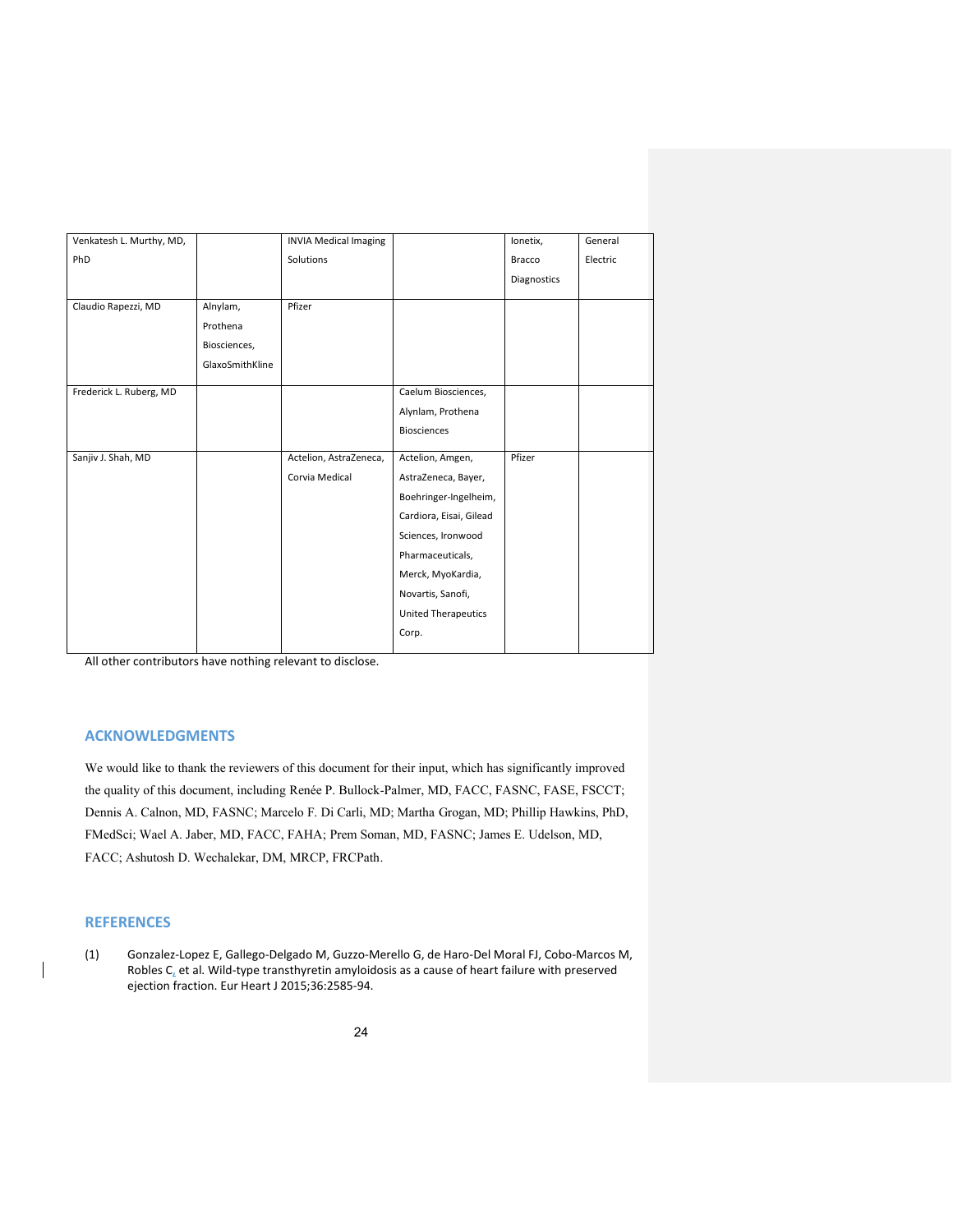| Venkatesh L. Murthy, MD, PhD | | INVIA Medical Imaging Solutions | | Ionetix, Bracco Diagnostics | General Electric |
|---|---|---|---|---|---|
| Claudio Rapezzi, MD | Alnylam, Prothena Biosciences, GlaxoSmithKline | Pfizer | | | |
| Frederick L. Ruberg, MD | | | Caelum Biosciences, Alynlam, Prothena Biosciences | | |
| Sanjiv J. Shah, MD | | Actelion, AstraZeneca, Corvia Medical | Actelion, Amgen, AstraZeneca, Bayer, Boehringer-Ingelheim, Cardiora, Eisai, Gilead Sciences, Ironwood Pharmaceuticals, Merck, MyoKardia, Novartis, Sanofi, United Therapeutics Corp. | Pfizer | |

All other contributors have nothing relevant to disclose.

## ACKNOWLEDGMENTS

We would like to thank the reviewers of this document for their input, which has significantly improved the quality of this document, including Renée P. Bullock-Palmer, MD, FACC, FASNC, FASE, FSCCT; Dennis A. Calnon, MD, FASNC; Marcelo F. Di Carli, MD; Martha Grogan, MD; Phillip Hawkins, PhD, FMedSci; Wael A. Jaber, MD, FACC, FAHA; Prem Soman, MD, FASNC; James E. Udelson, MD, FACC; Ashutosh D. Wechalekar, DM, MRCP, FRCPath.

## REFERENCES

(1) Gonzalez-Lopez E, Gallego-Delgado M, Guzzo-Merello G, de Haro-Del Moral FJ, Cobo-Marcos M, Robles C, et al. Wild-type transthyretin amyloidosis as a cause of heart failure with preserved ejection fraction. Eur Heart J 2015;36:2585-94.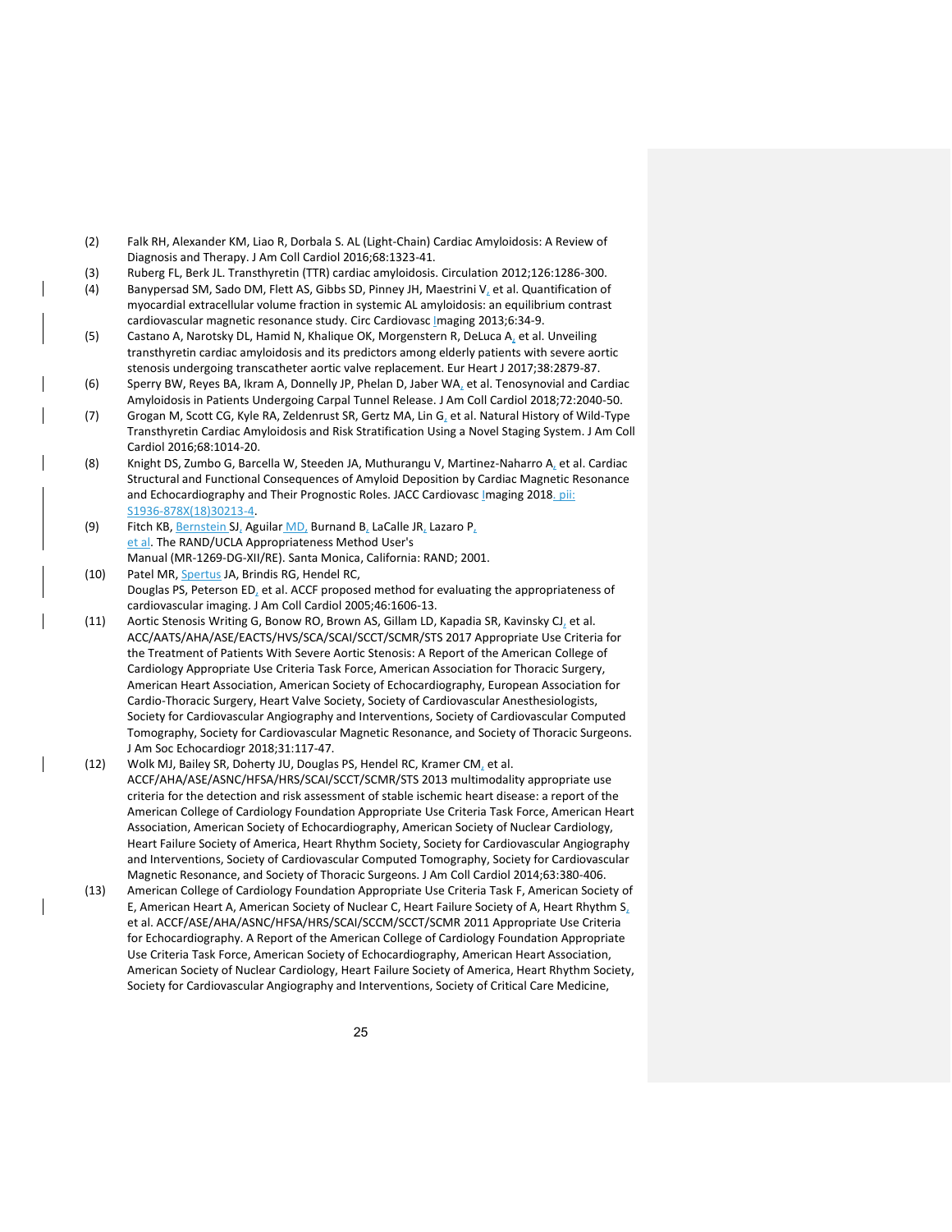(2) Falk RH, Alexander KM, Liao R, Dorbala S. AL (Light-Chain) Cardiac Amyloidosis: A Review of Diagnosis and Therapy. J Am Coll Cardiol 2016;68:1323-41.

(3) Ruberg FL, Berk JL. Transthyretin (TTR) cardiac amyloidosis. Circulation 2012;126:1286-300.

(4) Banypersad SM, Sado DM, Flett AS, Gibbs SD, Pinney JH, Maestrini V, et al. Quantification of myocardial extracellular volume fraction in systemic AL amyloidosis: an equilibrium contrast cardiovascular magnetic resonance study. Circ Cardiovasc Imaging 2013;6:34-9.

(5) Castano A, Narotsky DL, Hamid N, Khalique OK, Morgenstern R, DeLuca A, et al. Unveiling transthyretin cardiac amyloidosis and its predictors among elderly patients with severe aortic stenosis undergoing transcatheter aortic valve replacement. Eur Heart J 2017;38:2879-87.

(6) Sperry BW, Reyes BA, Ikram A, Donnelly JP, Phelan D, Jaber WA, et al. Tenosynovial and Cardiac Amyloidosis in Patients Undergoing Carpal Tunnel Release. J Am Coll Cardiol 2018;72:2040-50.

(7) Grogan M, Scott CG, Kyle RA, Zeldenrust SR, Gertz MA, Lin G, et al. Natural History of Wild-Type Transthyretin Cardiac Amyloidosis and Risk Stratification Using a Novel Staging System. J Am Coll Cardiol 2016;68:1014-20.

(8) Knight DS, Zumbo G, Barcella W, Steeden JA, Muthurangu V, Martinez-Naharro A, et al. Cardiac Structural and Functional Consequences of Amyloid Deposition by Cardiac Magnetic Resonance and Echocardiography and Their Prognostic Roles. JACC Cardiovasc Imaging 2018. pii: S1936-878X(18)30213-4.

(9) Fitch KB, Bernstein SJ, Aguilar MD, Burnand B, LaCalle JR, Lazaro P, et al. The RAND/UCLA Appropriateness Method User's Manual (MR-1269-DG-XII/RE). Santa Monica, California: RAND; 2001.

(10) Patel MR, Spertus JA, Brindis RG, Hendel RC, Douglas PS, Peterson ED, et al. ACCF proposed method for evaluating the appropriateness of cardiovascular imaging. J Am Coll Cardiol 2005;46:1606-13.

(11) Aortic Stenosis Writing G, Bonow RO, Brown AS, Gillam LD, Kapadia SR, Kavinsky CJ, et al. ACC/AATS/AHA/ASE/EACTS/HVS/SCA/SCAI/SCCT/SCMR/STS 2017 Appropriate Use Criteria for the Treatment of Patients With Severe Aortic Stenosis: A Report of the American College of Cardiology Appropriate Use Criteria Task Force, American Association for Thoracic Surgery, American Heart Association, American Society of Echocardiography, European Association for Cardio-Thoracic Surgery, Heart Valve Society, Society of Cardiovascular Anesthesiologists, Society for Cardiovascular Angiography and Interventions, Society of Cardiovascular Computed Tomography, Society for Cardiovascular Magnetic Resonance, and Society of Thoracic Surgeons. J Am Soc Echocardiogr 2018;31:117-47.

(12) Wolk MJ, Bailey SR, Doherty JU, Douglas PS, Hendel RC, Kramer CM, et al. ACCF/AHA/ASE/ASNC/HFSA/HRS/SCAI/SCCT/SCMR/STS 2013 multimodality appropriate use criteria for the detection and risk assessment of stable ischemic heart disease: a report of the American College of Cardiology Foundation Appropriate Use Criteria Task Force, American Heart Association, American Society of Echocardiography, American Society of Nuclear Cardiology, Heart Failure Society of America, Heart Rhythm Society, Society for Cardiovascular Angiography and Interventions, Society of Cardiovascular Computed Tomography, Society for Cardiovascular Magnetic Resonance, and Society of Thoracic Surgeons. J Am Coll Cardiol 2014;63:380-406.

(13) American College of Cardiology Foundation Appropriate Use Criteria Task F, American Society of E, American Heart A, American Society of Nuclear C, Heart Failure Society of A, Heart Rhythm S, et al. ACCF/ASE/AHA/ASNC/HFSA/HRS/SCAI/SCCM/SCCT/SCMR 2011 Appropriate Use Criteria for Echocardiography. A Report of the American College of Cardiology Foundation Appropriate Use Criteria Task Force, American Society of Echocardiography, American Heart Association, American Society of Nuclear Cardiology, Heart Failure Society of America, Heart Rhythm Society, Society for Cardiovascular Angiography and Interventions, Society of Critical Care Medicine,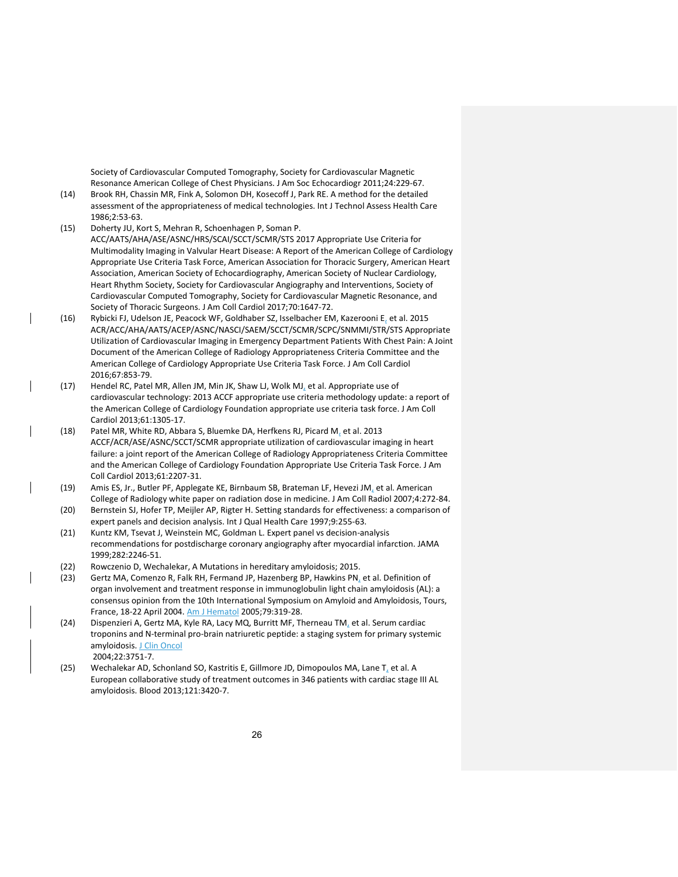Society of Cardiovascular Computed Tomography, Society for Cardiovascular Magnetic Resonance American College of Chest Physicians. J Am Soc Echocardiogr 2011;24:229-67.

(14) Brook RH, Chassin MR, Fink A, Solomon DH, Kosecoff J, Park RE. A method for the detailed assessment of the appropriateness of medical technologies. Int J Technol Assess Health Care 1986;2:53-63.

(15) Doherty JU, Kort S, Mehran R, Schoenhagen P, Soman P. ACC/AATS/AHA/ASE/ASNC/HRS/SCAI/SCCT/SCMR/STS 2017 Appropriate Use Criteria for Multimodality Imaging in Valvular Heart Disease: A Report of the American College of Cardiology Appropriate Use Criteria Task Force, American Association for Thoracic Surgery, American Heart Association, American Society of Echocardiography, American Society of Nuclear Cardiology, Heart Rhythm Society, Society for Cardiovascular Angiography and Interventions, Society of Cardiovascular Computed Tomography, Society for Cardiovascular Magnetic Resonance, and Society of Thoracic Surgeons. J Am Coll Cardiol 2017;70:1647-72.

(16) Rybicki FJ, Udelson JE, Peacock WF, Goldhaber SZ, Isselbacher EM, Kazerooni E, et al. 2015 ACR/ACC/AHA/AATS/ACEP/ASNC/NASCI/SAEM/SCCT/SCMR/SCPC/SNMMI/STR/STS Appropriate Utilization of Cardiovascular Imaging in Emergency Department Patients With Chest Pain: A Joint Document of the American College of Radiology Appropriateness Criteria Committee and the American College of Cardiology Appropriate Use Criteria Task Force. J Am Coll Cardiol 2016;67:853-79.

(17) Hendel RC, Patel MR, Allen JM, Min JK, Shaw LJ, Wolk MJ, et al. Appropriate use of cardiovascular technology: 2013 ACCF appropriate use criteria methodology update: a report of the American College of Cardiology Foundation appropriate use criteria task force. J Am Coll Cardiol 2013;61:1305-17.

(18) Patel MR, White RD, Abbara S, Bluemke DA, Herfkens RJ, Picard M, et al. 2013 ACCF/ACR/ASE/ASNC/SCCT/SCMR appropriate utilization of cardiovascular imaging in heart failure: a joint report of the American College of Radiology Appropriateness Criteria Committee and the American College of Cardiology Foundation Appropriate Use Criteria Task Force. J Am Coll Cardiol 2013;61:2207-31.

(19) Amis ES, Jr., Butler PF, Applegate KE, Birnbaum SB, Brateman LF, Hevezi JM, et al. American College of Radiology white paper on radiation dose in medicine. J Am Coll Radiol 2007;4:272-84.

(20) Bernstein SJ, Hofer TP, Meijler AP, Rigter H. Setting standards for effectiveness: a comparison of expert panels and decision analysis. Int J Qual Health Care 1997;9:255-63.

(21) Kuntz KM, Tsevat J, Weinstein MC, Goldman L. Expert panel vs decision-analysis recommendations for postdischarge coronary angiography after myocardial infarction. JAMA 1999;282:2246-51.

(22) Rowczenio D, Wechalekar, A Mutations in hereditary amyloidosis; 2015.

(23) Gertz MA, Comenzo R, Falk RH, Fermand JP, Hazenberg BP, Hawkins PN, et al. Definition of organ involvement and treatment response in immunoglobulin light chain amyloidosis (AL): a consensus opinion from the 10th International Symposium on Amyloid and Amyloidosis, Tours, France, 18-22 April 2004. Am J Hematol 2005;79:319-28.

(24) Dispenzieri A, Gertz MA, Kyle RA, Lacy MQ, Burritt MF, Therneau TM, et al. Serum cardiac troponins and N-terminal pro-brain natriuretic peptide: a staging system for primary systemic amyloidosis. J Clin Oncol 2004;22:3751-7.

(25) Wechalekar AD, Schonland SO, Kastritis E, Gillmore JD, Dimopoulos MA, Lane T, et al. A European collaborative study of treatment outcomes in 346 patients with cardiac stage III AL amyloidosis. Blood 2013;121:3420-7.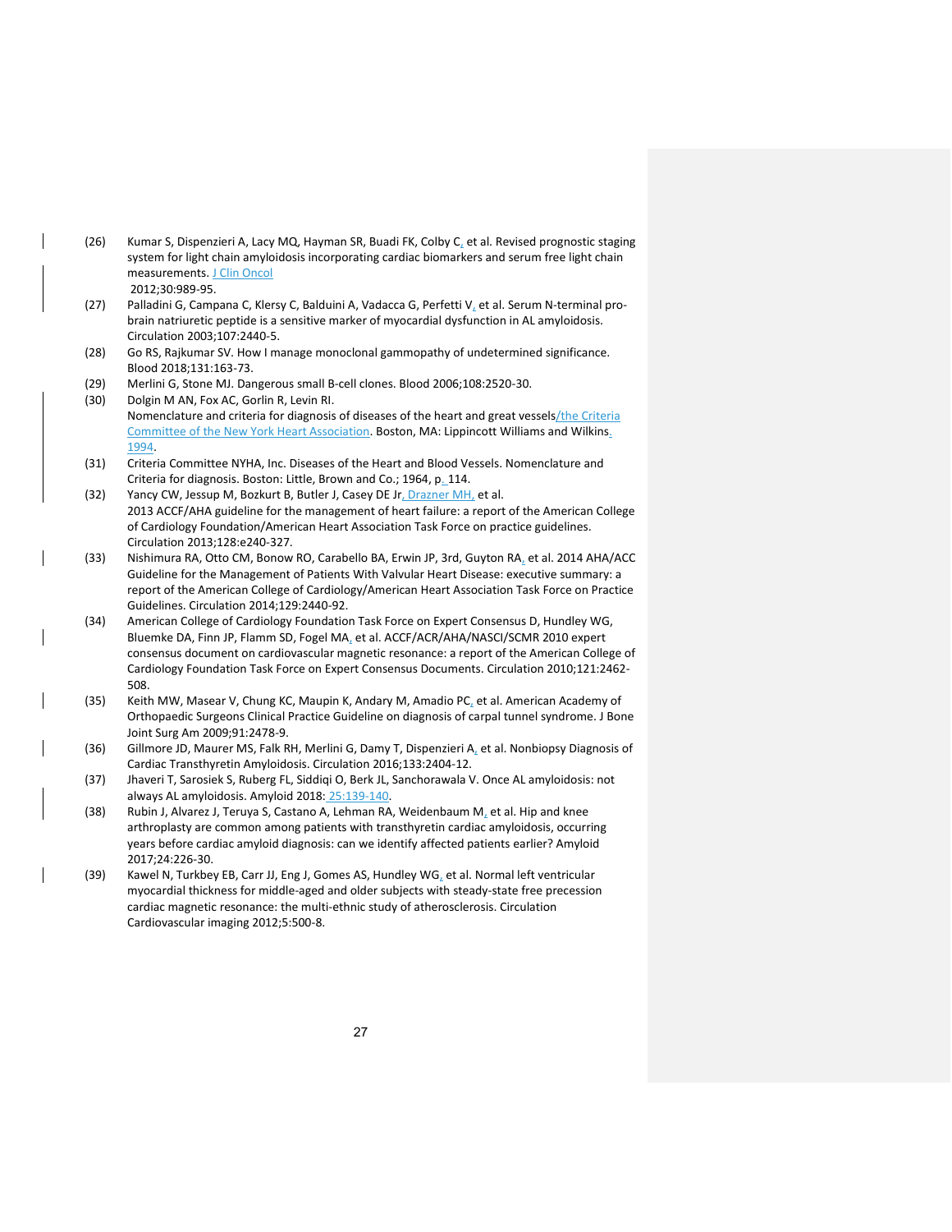(26) Kumar S, Dispenzieri A, Lacy MQ, Hayman SR, Buadi FK, Colby C, et al. Revised prognostic staging system for light chain amyloidosis incorporating cardiac biomarkers and serum free light chain measurements. J Clin Oncol 2012;30:989-95.

(27) Palladini G, Campana C, Klersy C, Balduini A, Vadacca G, Perfetti V, et al. Serum N-terminal pro-brain natriuretic peptide is a sensitive marker of myocardial dysfunction in AL amyloidosis. Circulation 2003;107:2440-5.

(28) Go RS, Rajkumar SV. How I manage monoclonal gammopathy of undetermined significance. Blood 2018;131:163-73.

(29) Merlini G, Stone MJ. Dangerous small B-cell clones. Blood 2006;108:2520-30.

(30) Dolgin M AN, Fox AC, Gorlin R, Levin RI. Nomenclature and criteria for diagnosis of diseases of the heart and great vessels/the Criteria Committee of the New York Heart Association. Boston, MA: Lippincott Williams and Wilkins. 1994.

(31) Criteria Committee NYHA, Inc. Diseases of the Heart and Blood Vessels. Nomenclature and Criteria for diagnosis. Boston: Little, Brown and Co.; 1964, p. 114.

(32) Yancy CW, Jessup M, Bozkurt B, Butler J, Casey DE Jr, Drazner MH, et al. 2013 ACCF/AHA guideline for the management of heart failure: a report of the American College of Cardiology Foundation/American Heart Association Task Force on practice guidelines. Circulation 2013;128:e240-327.

(33) Nishimura RA, Otto CM, Bonow RO, Carabello BA, Erwin JP, 3rd, Guyton RA, et al. 2014 AHA/ACC Guideline for the Management of Patients With Valvular Heart Disease: executive summary: a report of the American College of Cardiology/American Heart Association Task Force on Practice Guidelines. Circulation 2014;129:2440-92.

(34) American College of Cardiology Foundation Task Force on Expert Consensus D, Hundley WG, Bluemke DA, Finn JP, Flamm SD, Fogel MA, et al. ACCF/ACR/AHA/NASCI/SCMR 2010 expert consensus document on cardiovascular magnetic resonance: a report of the American College of Cardiology Foundation Task Force on Expert Consensus Documents. Circulation 2010;121:2462-508.

(35) Keith MW, Masear V, Chung KC, Maupin K, Andary M, Amadio PC, et al. American Academy of Orthopaedic Surgeons Clinical Practice Guideline on diagnosis of carpal tunnel syndrome. J Bone Joint Surg Am 2009;91:2478-9.

(36) Gillmore JD, Maurer MS, Falk RH, Merlini G, Damy T, Dispenzieri A, et al. Nonbiopsy Diagnosis of Cardiac Transthyretin Amyloidosis. Circulation 2016;133:2404-12.

(37) Jhaveri T, Sarosiek S, Ruberg FL, Siddiqi O, Berk JL, Sanchorawala V. Once AL amyloidosis: not always AL amyloidosis. Amyloid 2018; 25:139-140.

(38) Rubin J, Alvarez J, Teruya S, Castano A, Lehman RA, Weidenbaum M, et al. Hip and knee arthroplasty are common among patients with transthyretin cardiac amyloidosis, occurring years before cardiac amyloid diagnosis: can we identify affected patients earlier? Amyloid 2017;24:226-30.

(39) Kawel N, Turkbey EB, Carr JJ, Eng J, Gomes AS, Hundley WG, et al. Normal left ventricular myocardial thickness for middle-aged and older subjects with steady-state free precession cardiac magnetic resonance: the multi-ethnic study of atherosclerosis. Circulation Cardiovascular imaging 2012;5:500-8.